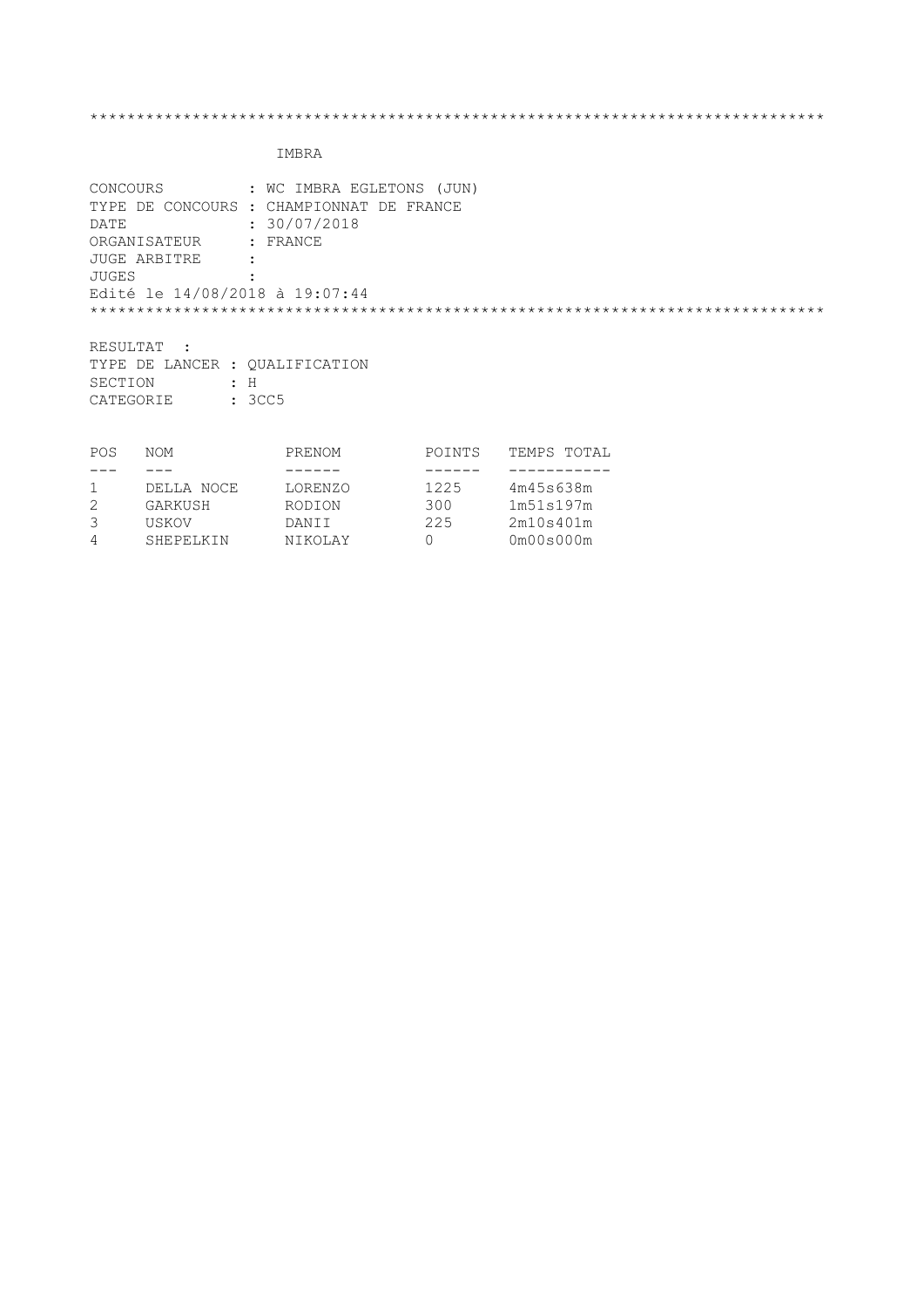```
******************************************************************************
```

# IMBRA

CONCOURS : WC IMBRA EGLETONS (JUN)
TYPE DE CONCOURS : CHAMPIONNAT DE FRANCE
DATE : 30/07/2018
ORGANISATEUR : FRANCE
JUGE ARBITRE :
JUGES :
Edité le 14/08/2018 à 19:07:44

```
******************************************************************************
```

RESULTAT :
TYPE DE LANCER : QUALIFICATION
SECTION : H
CATEGORIE : 3CC5

| POS | NOM | PRENOM | POINTS | TEMPS TOTAL |
| --- | --- | --- | --- | --- |
| 1 | DELLA NOCE | LORENZO | 1225 | 4m45s638m |
| 2 | GARKUSH | RODION | 300 | 1m51s197m |
| 3 | USKOV | DANII | 225 | 2m10s401m |
| 4 | SHEPELKIN | NIKOLAY | 0 | 0m00s000m |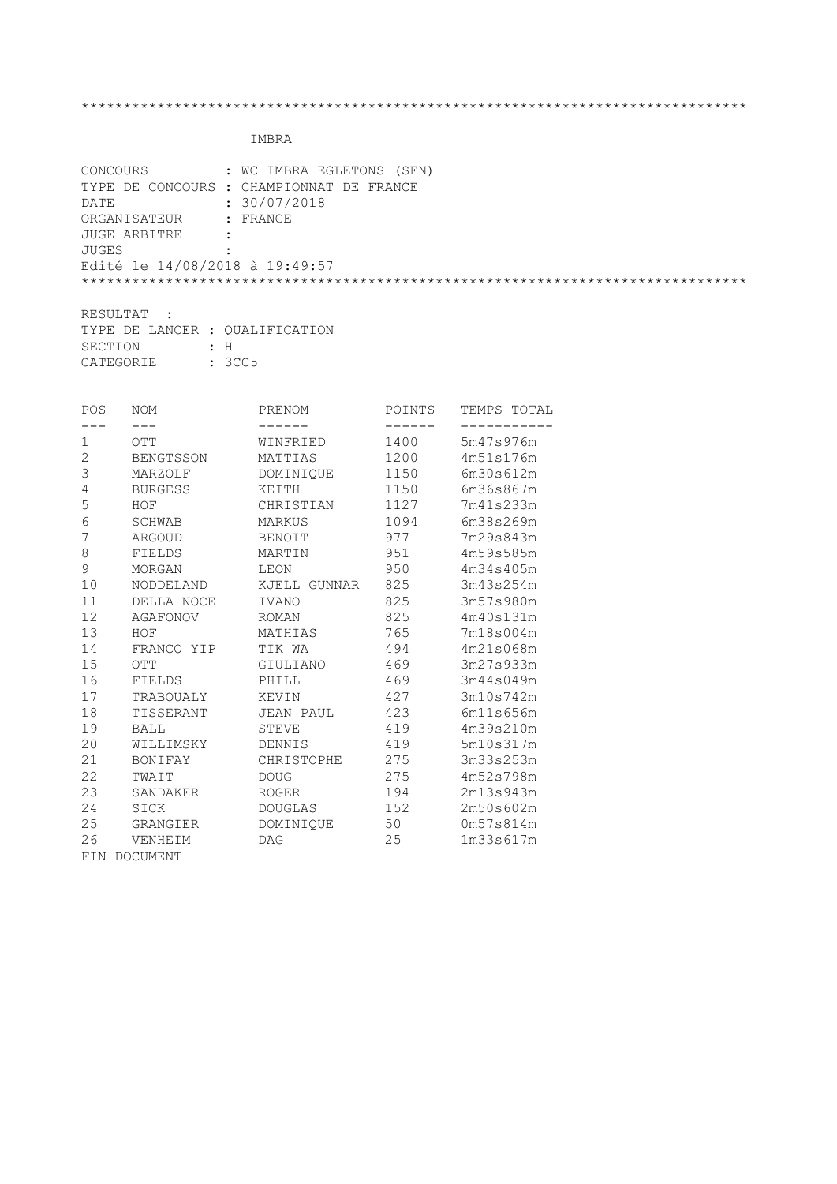\*\*\*\*\*\*\*\*\*\*\*\*\*\*\*\*\*\*\*\*\*\*\*\*\*\*\*\*\*\*\*\*\*\*\*\*\*\*\*\*\*\*\*\*\*\*\*\*\*\*\*\*\*\*\*\*\*\*\*\*\*\*\*\*\*\*\*\*\*\*\*\*\*\*\*\*\*\*

IMBRA

CONCOURS : WC IMBRA EGLETONS (SEN)
TYPE DE CONCOURS : CHAMPIONNAT DE FRANCE
DATE : 30/07/2018
ORGANISATEUR : FRANCE
JUGE ARBITRE :
JUGES :
Edité le 14/08/2018 à 19:49:57

\*\*\*\*\*\*\*\*\*\*\*\*\*\*\*\*\*\*\*\*\*\*\*\*\*\*\*\*\*\*\*\*\*\*\*\*\*\*\*\*\*\*\*\*\*\*\*\*\*\*\*\*\*\*\*\*\*\*\*\*\*\*\*\*\*\*\*\*\*\*\*\*\*\*\*\*\*\*

RESULTAT :
TYPE DE LANCER : QUALIFICATION
SECTION : H
CATEGORIE : 3CC5

| POS | NOM | PRENOM | POINTS | TEMPS TOTAL |
|---|---|---|---|---|
| 1 | OTT | WINFRIED | 1400 | 5m47s976m |
| 2 | BENGTSSON | MATTIAS | 1200 | 4m51s176m |
| 3 | MARZOLF | DOMINIQUE | 1150 | 6m30s612m |
| 4 | BURGESS | KEITH | 1150 | 6m36s867m |
| 5 | HOF | CHRISTIAN | 1127 | 7m41s233m |
| 6 | SCHWAB | MARKUS | 1094 | 6m38s269m |
| 7 | ARGOUD | BENOIT | 977 | 7m29s843m |
| 8 | FIELDS | MARTIN | 951 | 4m59s585m |
| 9 | MORGAN | LEON | 950 | 4m34s405m |
| 10 | NODDELAND | KJELL GUNNAR | 825 | 3m43s254m |
| 11 | DELLA NOCE | IVANO | 825 | 3m57s980m |
| 12 | AGAFONOV | ROMAN | 825 | 4m40s131m |
| 13 | HOF | MATHIAS | 765 | 7m18s004m |
| 14 | FRANCO YIP | TIK WA | 494 | 4m21s068m |
| 15 | OTT | GIULIANO | 469 | 3m27s933m |
| 16 | FIELDS | PHILL | 469 | 3m44s049m |
| 17 | TRABOUALY | KEVIN | 427 | 3m10s742m |
| 18 | TISSERANT | JEAN PAUL | 423 | 6m11s656m |
| 19 | BALL | STEVE | 419 | 4m39s210m |
| 20 | WILLIMSKY | DENNIS | 419 | 5m10s317m |
| 21 | BONIFAY | CHRISTOPHE | 275 | 3m33s253m |
| 22 | TWAIT | DOUG | 275 | 4m52s798m |
| 23 | SANDAKER | ROGER | 194 | 2m13s943m |
| 24 | SICK | DOUGLAS | 152 | 2m50s602m |
| 25 | GRANGIER | DOMINIQUE | 50 | 0m57s814m |
| 26 | VENHEIM | DAG | 25 | 1m33s617m |

FIN DOCUMENT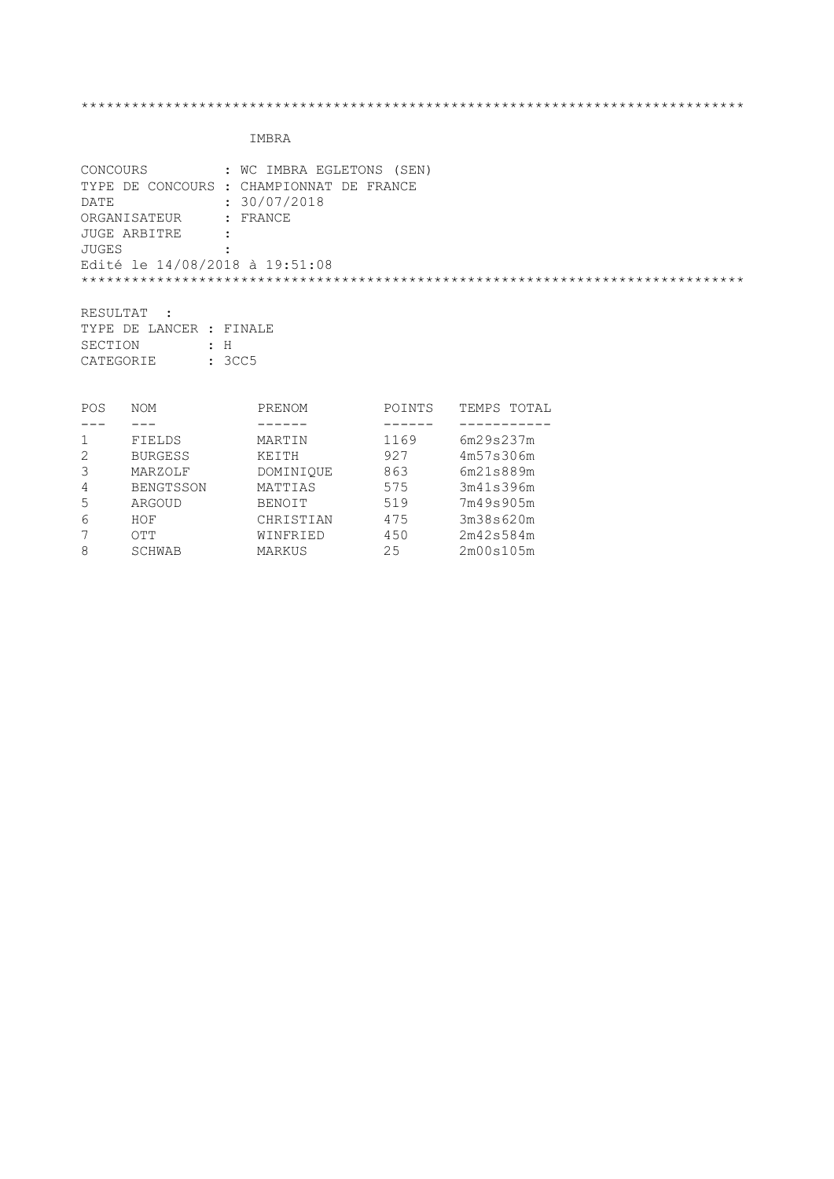*****************************************************************************

IMBRA

CONCOURS : WC IMBRA EGLETONS (SEN)
TYPE DE CONCOURS : CHAMPIONNAT DE FRANCE
DATE : 30/07/2018
ORGANISATEUR : FRANCE
JUGE ARBITRE :
JUGES :
Edité le 14/08/2018 à 19:51:08

*****************************************************************************

RESULTAT :
TYPE DE LANCER : FINALE
SECTION : H
CATEGORIE : 3CC5

| POS | NOM | PRENOM | POINTS | TEMPS TOTAL |
|---|---|---|---|---|
| 1 | FIELDS | MARTIN | 1169 | 6m29s237m |
| 2 | BURGESS | KEITH | 927 | 4m57s306m |
| 3 | MARZOLF | DOMINIQUE | 863 | 6m21s889m |
| 4 | BENGTSSON | MATTIAS | 575 | 3m41s396m |
| 5 | ARGOUD | BENOIT | 519 | 7m49s905m |
| 6 | HOF | CHRISTIAN | 475 | 3m38s620m |
| 7 | OTT | WINFRIED | 450 | 2m42s584m |
| 8 | SCHWAB | MARKUS | 25 | 2m00s105m |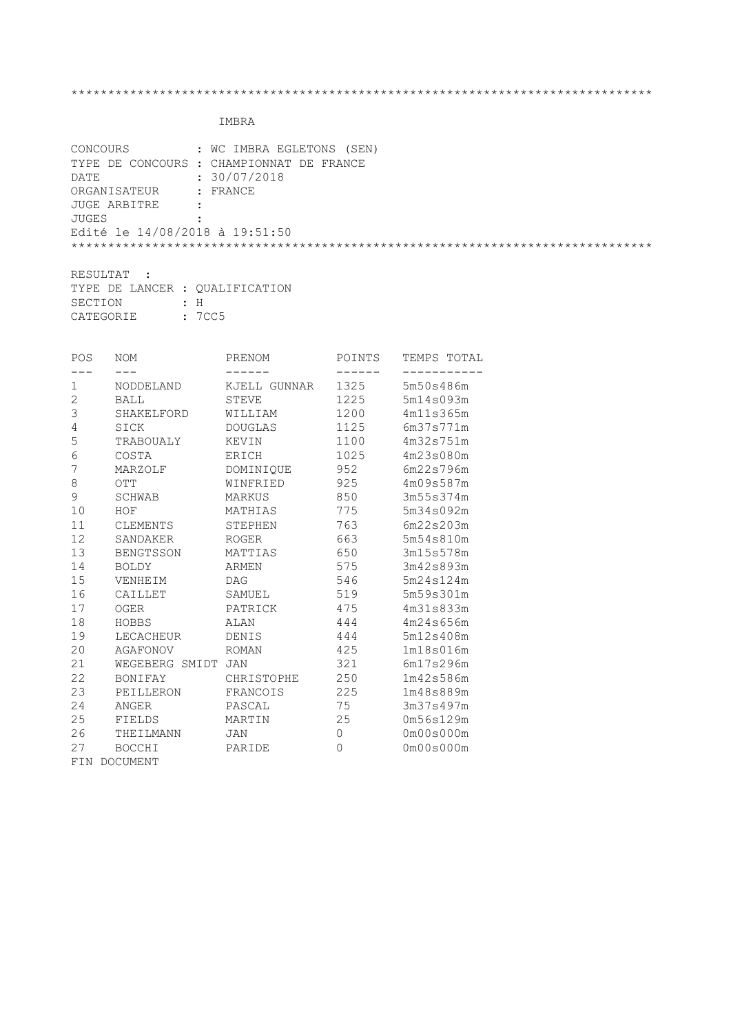```
******************************************************************************
```

IMBRA

CONCOURS : WC IMBRA EGLETONS (SEN)
TYPE DE CONCOURS : CHAMPIONNAT DE FRANCE
DATE : 30/07/2018
ORGANISATEUR : FRANCE
JUGE ARBITRE :
JUGES :
Edité le 14/08/2018 à 19:51:50

```
******************************************************************************
```

RESULTAT :
TYPE DE LANCER : QUALIFICATION
SECTION : H
CATEGORIE : 7CC5

| POS | NOM | PRENOM | POINTS | TEMPS TOTAL |
|---|---|---|---|---|
| 1 | NODDELAND | KJELL GUNNAR | 1325 | 5m50s486m |
| 2 | BALL | STEVE | 1225 | 5m14s093m |
| 3 | SHAKELFORD | WILLIAM | 1200 | 4m11s365m |
| 4 | SICK | DOUGLAS | 1125 | 6m37s771m |
| 5 | TRABOUALY | KEVIN | 1100 | 4m32s751m |
| 6 | COSTA | ERICH | 1025 | 4m23s080m |
| 7 | MARZOLF | DOMINIQUE | 952 | 6m22s796m |
| 8 | OTT | WINFRIED | 925 | 4m09s587m |
| 9 | SCHWAB | MARKUS | 850 | 3m55s374m |
| 10 | HOF | MATHIAS | 775 | 5m34s092m |
| 11 | CLEMENTS | STEPHEN | 763 | 6m22s203m |
| 12 | SANDAKER | ROGER | 663 | 5m54s810m |
| 13 | BENGTSSON | MATTIAS | 650 | 3m15s578m |
| 14 | BOLDY | ARMEN | 575 | 3m42s893m |
| 15 | VENHEIM | DAG | 546 | 5m24s124m |
| 16 | CAILLET | SAMUEL | 519 | 5m59s301m |
| 17 | OGER | PATRICK | 475 | 4m31s833m |
| 18 | HOBBS | ALAN | 444 | 4m24s656m |
| 19 | LECACHEUR | DENIS | 444 | 5m12s408m |
| 20 | AGAFONOV | ROMAN | 425 | 1m18s016m |
| 21 | WEGEBERG SMIDT | JAN | 321 | 6m17s296m |
| 22 | BONIFAY | CHRISTOPHE | 250 | 1m42s586m |
| 23 | PEILLERON | FRANCOIS | 225 | 1m48s889m |
| 24 | ANGER | PASCAL | 75 | 3m37s497m |
| 25 | FIELDS | MARTIN | 25 | 0m56s129m |
| 26 | THEILMANN | JAN | 0 | 0m00s000m |
| 27 | BOCCHI | PARIDE | 0 | 0m00s000m |

FIN DOCUMENT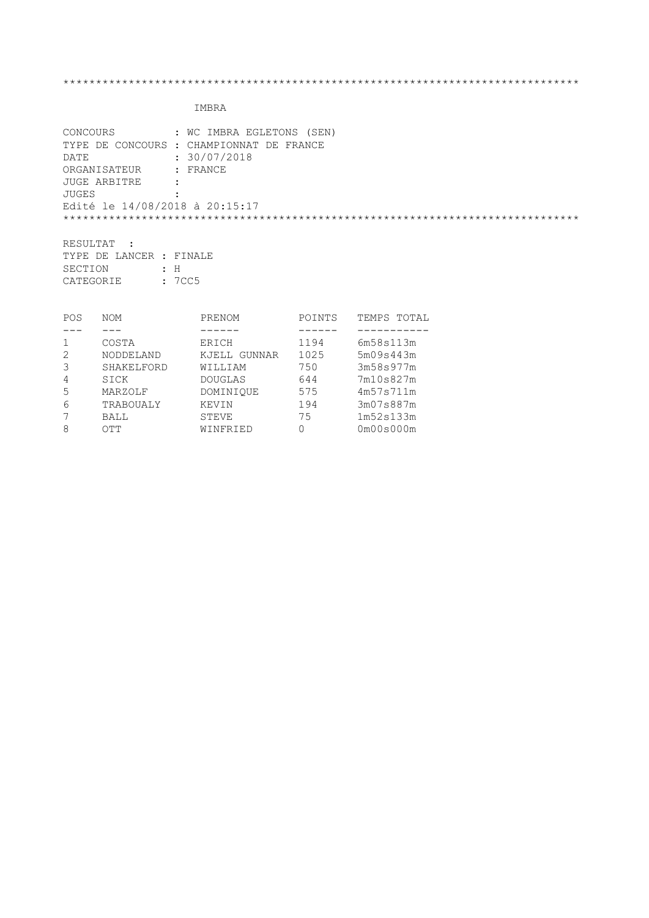\*\*\*\*\*\*\*\*\*\*\*\*\*\*\*\*\*\*\*\*\*\*\*\*\*\*\*\*\*\*\*\*\*\*\*\*\*\*\*\*\*\*\*\*\*\*\*\*\*\*\*\*\*\*\*\*\*\*\*\*\*\*\*\*\*\*\*\*\*\*\*\*\*\*\*\*\*\*

IMBRA

CONCOURS : WC IMBRA EGLETONS (SEN)
TYPE DE CONCOURS : CHAMPIONNAT DE FRANCE
DATE : 30/07/2018
ORGANISATEUR : FRANCE
JUGE ARBITRE :
JUGES :
Edité le 14/08/2018 à 20:15:17

\*\*\*\*\*\*\*\*\*\*\*\*\*\*\*\*\*\*\*\*\*\*\*\*\*\*\*\*\*\*\*\*\*\*\*\*\*\*\*\*\*\*\*\*\*\*\*\*\*\*\*\*\*\*\*\*\*\*\*\*\*\*\*\*\*\*\*\*\*\*\*\*\*\*\*\*\*\*

RESULTAT :
TYPE DE LANCER : FINALE
SECTION : H
CATEGORIE : 7CC5

| POS | NOM | PRENOM | POINTS | TEMPS TOTAL |
|---|---|---|---|---|
| 1 | COSTA | ERICH | 1194 | 6m58s113m |
| 2 | NODDELAND | KJELL GUNNAR | 1025 | 5m09s443m |
| 3 | SHAKELFORD | WILLIAM | 750 | 3m58s977m |
| 4 | SICK | DOUGLAS | 644 | 7m10s827m |
| 5 | MARZOLF | DOMINIQUE | 575 | 4m57s711m |
| 6 | TRABOUALY | KEVIN | 194 | 3m07s887m |
| 7 | BALL | STEVE | 75 | 1m52s133m |
| 8 | OTT | WINFRIED | 0 | 0m00s000m |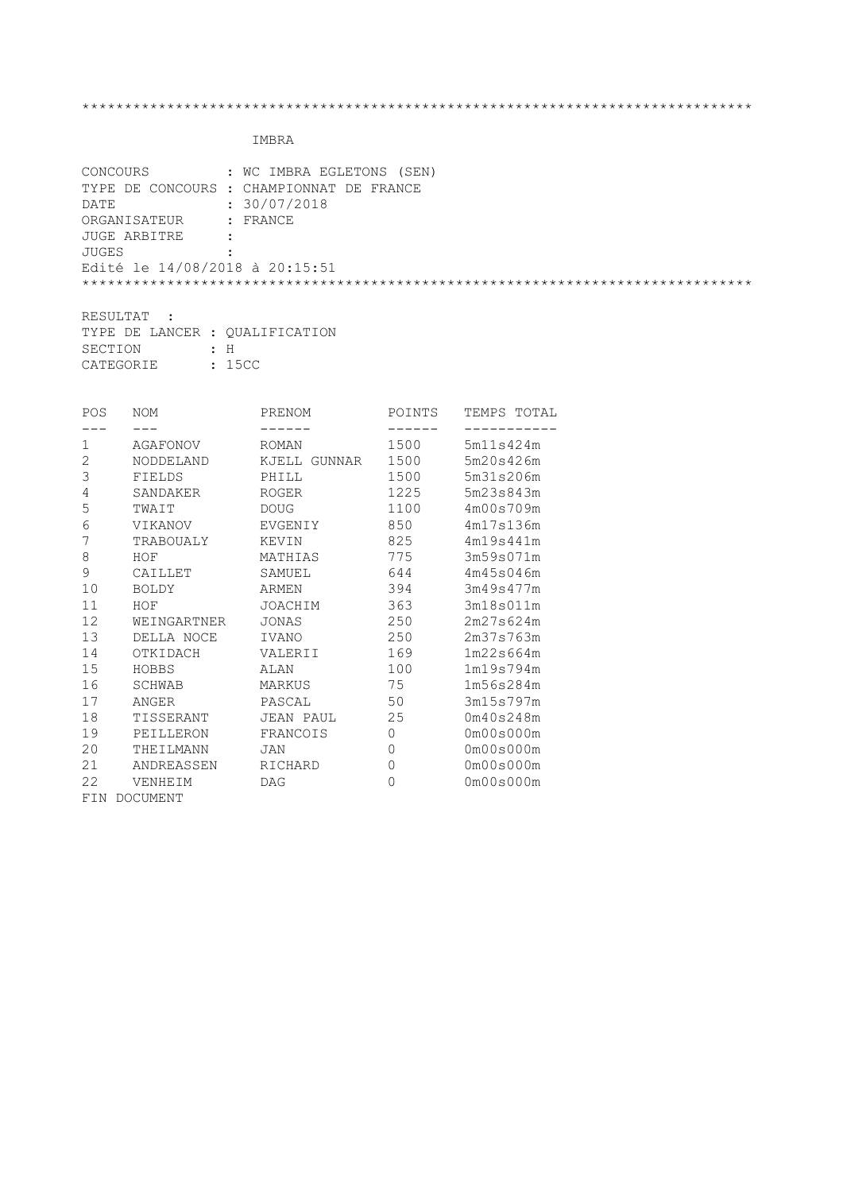\*\*\*\*\*\*\*\*\*\*\*\*\*\*\*\*\*\*\*\*\*\*\*\*\*\*\*\*\*\*\*\*\*\*\*\*\*\*\*\*\*\*\*\*\*\*\*\*\*\*\*\*\*\*\*\*\*\*\*\*\*\*\*\*\*\*\*\*\*\*\*\*\*\*\*\*\*\*

IMBRA

CONCOURS : WC IMBRA EGLETONS (SEN)
TYPE DE CONCOURS : CHAMPIONNAT DE FRANCE
DATE : 30/07/2018
ORGANISATEUR : FRANCE
JUGE ARBITRE :
JUGES :
Edité le 14/08/2018 à 20:15:51

\*\*\*\*\*\*\*\*\*\*\*\*\*\*\*\*\*\*\*\*\*\*\*\*\*\*\*\*\*\*\*\*\*\*\*\*\*\*\*\*\*\*\*\*\*\*\*\*\*\*\*\*\*\*\*\*\*\*\*\*\*\*\*\*\*\*\*\*\*\*\*\*\*\*\*\*\*\*

RESULTAT :
TYPE DE LANCER : QUALIFICATION
SECTION : H
CATEGORIE : 15CC

| POS | NOM | PRENOM | POINTS | TEMPS TOTAL |
|---|---|---|---|---|
| 1 | AGAFONOV | ROMAN | 1500 | 5m11s424m |
| 2 | NODDELAND | KJELL GUNNAR | 1500 | 5m20s426m |
| 3 | FIELDS | PHILL | 1500 | 5m31s206m |
| 4 | SANDAKER | ROGER | 1225 | 5m23s843m |
| 5 | TWAIT | DOUG | 1100 | 4m00s709m |
| 6 | VIKANOV | EVGENIY | 850 | 4m17s136m |
| 7 | TRABOUALY | KEVIN | 825 | 4m19s441m |
| 8 | HOF | MATHIAS | 775 | 3m59s071m |
| 9 | CAILLET | SAMUEL | 644 | 4m45s046m |
| 10 | BOLDY | ARMEN | 394 | 3m49s477m |
| 11 | HOF | JOACHIM | 363 | 3m18s011m |
| 12 | WEINGARTNER | JONAS | 250 | 2m27s624m |
| 13 | DELLA NOCE | IVANO | 250 | 2m37s763m |
| 14 | OTKIDACH | VALERII | 169 | 1m22s664m |
| 15 | HOBBS | ALAN | 100 | 1m19s794m |
| 16 | SCHWAB | MARKUS | 75 | 1m56s284m |
| 17 | ANGER | PASCAL | 50 | 3m15s797m |
| 18 | TISSERANT | JEAN PAUL | 25 | 0m40s248m |
| 19 | PEILLERON | FRANCOIS | 0 | 0m00s000m |
| 20 | THEILMANN | JAN | 0 | 0m00s000m |
| 21 | ANDREASSEN | RICHARD | 0 | 0m00s000m |
| 22 | VENHEIM | DAG | 0 | 0m00s000m |

FIN DOCUMENT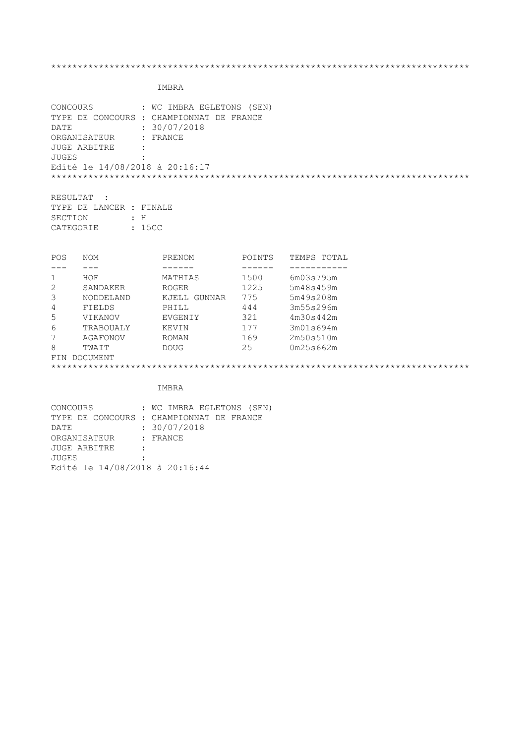******************************************************************************

IMBRA

CONCOURS : WC IMBRA EGLETONS (SEN)
TYPE DE CONCOURS : CHAMPIONNAT DE FRANCE
DATE : 30/07/2018
ORGANISATEUR : FRANCE
JUGE ARBITRE :
JUGES :
Edité le 14/08/2018 à 20:16:17

******************************************************************************

RESULTAT :
TYPE DE LANCER : FINALE
SECTION : H
CATEGORIE : 15CC

| POS | NOM | PRENOM | POINTS | TEMPS TOTAL |
|---|---|---|---|---|
| 1 | HOF | MATHIAS | 1500 | 6m03s795m |
| 2 | SANDAKER | ROGER | 1225 | 5m48s459m |
| 3 | NODDELAND | KJELL GUNNAR | 775 | 5m49s208m |
| 4 | FIELDS | PHILL | 444 | 3m55s296m |
| 5 | VIKANOV | EVGENIY | 321 | 4m30s442m |
| 6 | TRABOUALY | KEVIN | 177 | 3m01s694m |
| 7 | AGAFONOV | ROMAN | 169 | 2m50s510m |
| 8 | TWAIT | DOUG | 25 | 0m25s662m |

FIN DOCUMENT

******************************************************************************

IMBRA

CONCOURS : WC IMBRA EGLETONS (SEN)
TYPE DE CONCOURS : CHAMPIONNAT DE FRANCE
DATE : 30/07/2018
ORGANISATEUR : FRANCE
JUGE ARBITRE :
JUGES :
Edité le 14/08/2018 à 20:16:44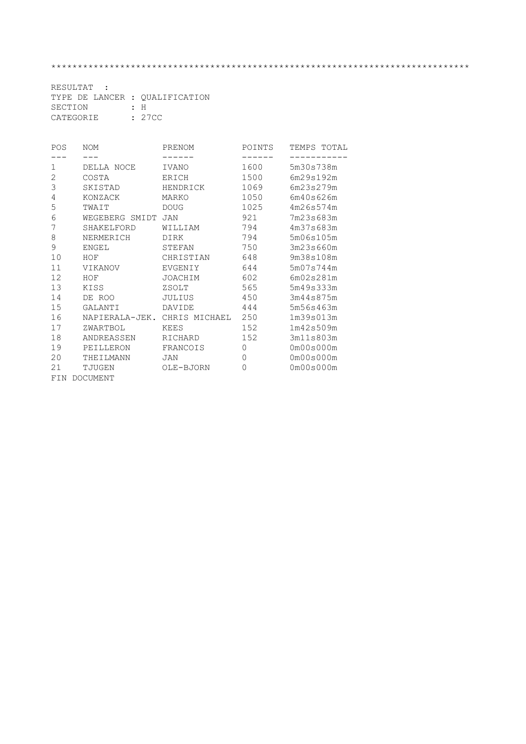****************************************************************************

RESULTAT :
TYPE DE LANCER : QUALIFICATION
SECTION : H
CATEGORIE : 27CC

| POS | NOM | PRENOM | POINTS | TEMPS TOTAL |
|---|---|---|---|---|
| 1 | DELLA NOCE | IVANO | 1600 | 5m30s738m |
| 2 | COSTA | ERICH | 1500 | 6m29s192m |
| 3 | SKISTAD | HENDRICK | 1069 | 6m23s279m |
| 4 | KONZACK | MARKO | 1050 | 6m40s626m |
| 5 | TWAIT | DOUG | 1025 | 4m26s574m |
| 6 | WEGEBERG SMIDT | JAN | 921 | 7m23s683m |
| 7 | SHAKELFORD | WILLIAM | 794 | 4m37s683m |
| 8 | NERMERICH | DIRK | 794 | 5m06s105m |
| 9 | ENGEL | STEFAN | 750 | 3m23s660m |
| 10 | HOF | CHRISTIAN | 648 | 9m38s108m |
| 11 | VIKANOV | EVGENIY | 644 | 5m07s744m |
| 12 | HOF | JOACHIM | 602 | 6m02s281m |
| 13 | KISS | ZSOLT | 565 | 5m49s333m |
| 14 | DE ROO | JULIUS | 450 | 3m44s875m |
| 15 | GALANTI | DAVIDE | 444 | 5m56s463m |
| 16 | NAPIERALA-JEK. | CHRIS MICHAEL | 250 | 1m39s013m |
| 17 | ZWARTBOL | KEES | 152 | 1m42s509m |
| 18 | ANDREASSEN | RICHARD | 152 | 3m11s803m |
| 19 | PEILLERON | FRANCOIS | 0 | 0m00s000m |
| 20 | THEILMANN | JAN | 0 | 0m00s000m |
| 21 | TJUGEN | OLE-BJORN | 0 | 0m00s000m |

FIN DOCUMENT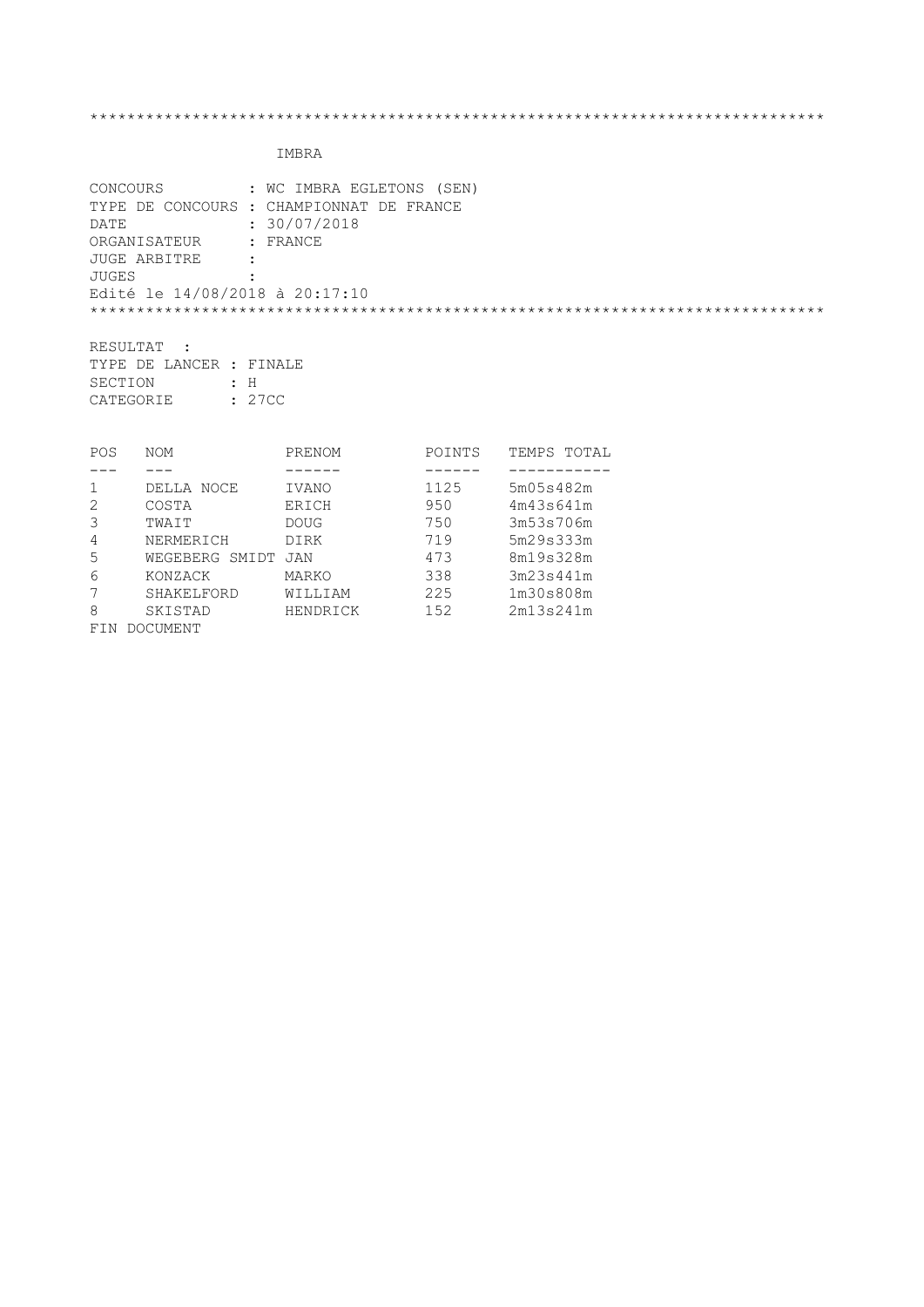******************************************************************************

IMBRA

CONCOURS : WC IMBRA EGLETONS (SEN)
TYPE DE CONCOURS : CHAMPIONNAT DE FRANCE
DATE : 30/07/2018
ORGANISATEUR : FRANCE
JUGE ARBITRE :
JUGES :
Edité le 14/08/2018 à 20:17:10

******************************************************************************

RESULTAT :
TYPE DE LANCER : FINALE
SECTION : H
CATEGORIE : 27CC

| POS | NOM | PRENOM | POINTS | TEMPS TOTAL |
|---|---|---|---|---|
| 1 | DELLA NOCE | IVANO | 1125 | 5m05s482m |
| 2 | COSTA | ERICH | 950 | 4m43s641m |
| 3 | TWAIT | DOUG | 750 | 3m53s706m |
| 4 | NERMERICH | DIRK | 719 | 5m29s333m |
| 5 | WEGEBERG SMIDT | JAN | 473 | 8m19s328m |
| 6 | KONZACK | MARKO | 338 | 3m23s441m |
| 7 | SHAKELFORD | WILLIAM | 225 | 1m30s808m |
| 8 | SKISTAD | HENDRICK | 152 | 2m13s241m |

FIN DOCUMENT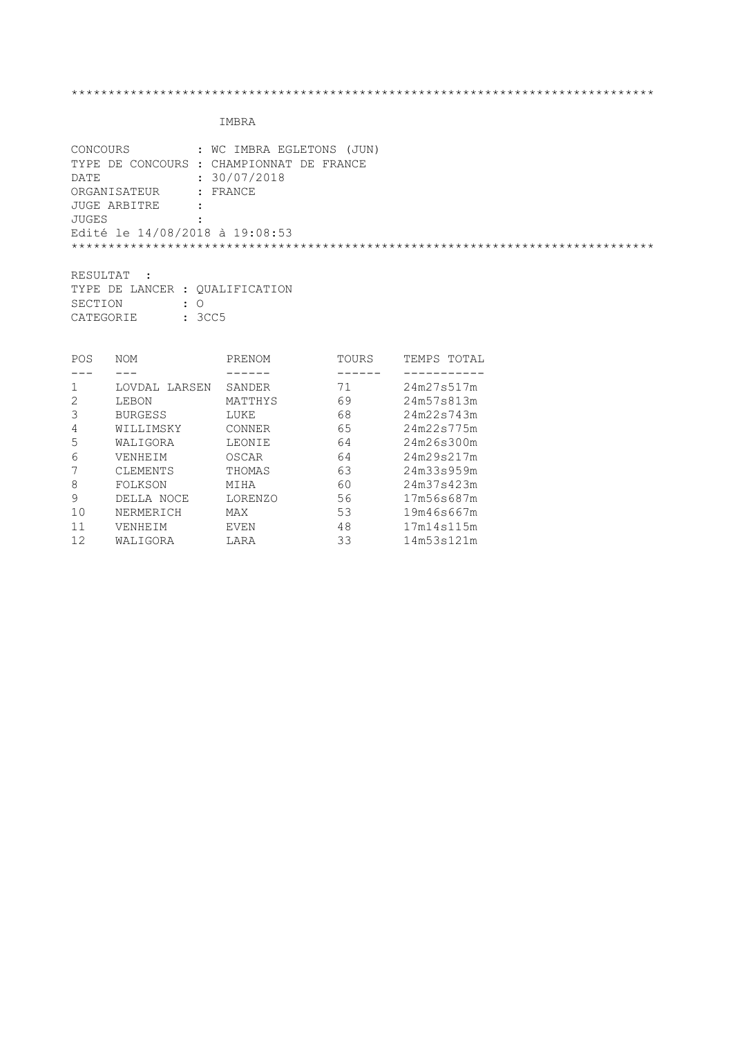*******************************************************************************

IMBRA

CONCOURS : WC IMBRA EGLETONS (JUN)
TYPE DE CONCOURS : CHAMPIONNAT DE FRANCE
DATE : 30/07/2018
ORGANISATEUR : FRANCE
JUGE ARBITRE :
JUGES :
Edité le 14/08/2018 à 19:08:53

*******************************************************************************

RESULTAT :
TYPE DE LANCER : QUALIFICATION
SECTION : O
CATEGORIE : 3CC5

| POS | NOM | PRENOM | TOURS | TEMPS TOTAL |
|---|---|---|---|---|
| 1 | LOVDAL LARSEN | SANDER | 71 | 24m27s517m |
| 2 | LEBON | MATTHYS | 69 | 24m57s813m |
| 3 | BURGESS | LUKE | 68 | 24m22s743m |
| 4 | WILLIMSKY | CONNER | 65 | 24m22s775m |
| 5 | WALIGORA | LEONIE | 64 | 24m26s300m |
| 6 | VENHEIM | OSCAR | 64 | 24m29s217m |
| 7 | CLEMENTS | THOMAS | 63 | 24m33s959m |
| 8 | FOLKSON | MIHA | 60 | 24m37s423m |
| 9 | DELLA NOCE | LORENZO | 56 | 17m56s687m |
| 10 | NERMERICH | MAX | 53 | 19m46s667m |
| 11 | VENHEIM | EVEN | 48 | 17m14s115m |
| 12 | WALIGORA | LARA | 33 | 14m53s121m |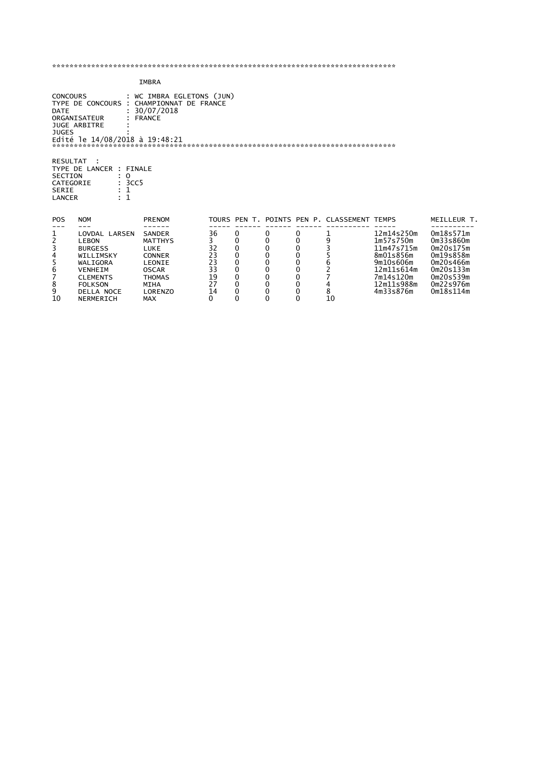*********************************************************************************

IMBRA

CONCOURS : WC IMBRA EGLETONS (JUN)
TYPE DE CONCOURS : CHAMPIONNAT DE FRANCE
DATE : 30/07/2018
ORGANISATEUR : FRANCE
JUGE ARBITRE :
JUGES :
Edité le 14/08/2018 à 19:48:21

*********************************************************************************

RESULTAT :
TYPE DE LANCER : FINALE
SECTION : O
CATEGORIE : 3CC5
SERIE : 1
LANCER : 1

| POS | NOM | PRENOM | TOURS | PEN T. | POINTS | PEN P. | CLASSEMENT | TEMPS | MEILLEUR T. |
|---|---|---|---|---|---|---|---|---|---|
| 1 | LOVDAL LARSEN | SANDER | 36 | 0 | 0 | 0 | 1 | 12m14s250m | 0m18s571m |
| 2 | LEBON | MATTHYS | 3 | 0 | 0 | 0 | 9 | 1m57s750m | 0m33s860m |
| 3 | BURGESS | LUKE | 32 | 0 | 0 | 0 | 3 | 11m47s715m | 0m20s175m |
| 4 | WILLIMSKY | CONNER | 23 | 0 | 0 | 0 | 5 | 8m01s856m | 0m19s858m |
| 5 | WALIGORA | LEONIE | 23 | 0 | 0 | 0 | 6 | 9m10s606m | 0m20s466m |
| 6 | VENHEIM | OSCAR | 33 | 0 | 0 | 0 | 2 | 12m11s614m | 0m20s133m |
| 7 | CLEMENTS | THOMAS | 19 | 0 | 0 | 0 | 7 | 7m14s120m | 0m20s539m |
| 8 | FOLKSON | MIHA | 27 | 0 | 0 | 0 | 4 | 12m11s988m | 0m22s976m |
| 9 | DELLA NOCE | LORENZO | 14 | 0 | 0 | 0 | 8 | 4m33s876m | 0m18s114m |
| 10 | NERMERICH | MAX | 0 | 0 | 0 | 0 | 10 | | |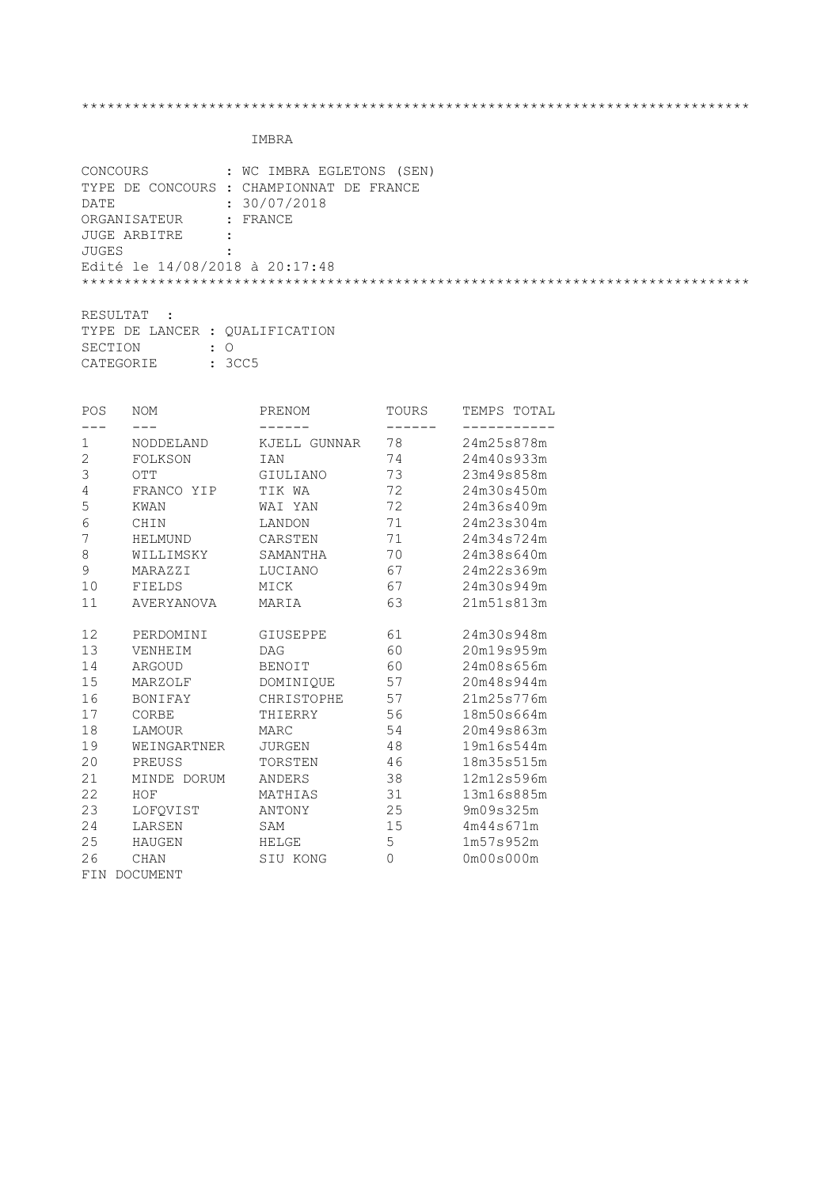```
******************************************************************************
```

IMBRA

CONCOURS : WC IMBRA EGLETONS (SEN)
TYPE DE CONCOURS : CHAMPIONNAT DE FRANCE
DATE : 30/07/2018
ORGANISATEUR : FRANCE
JUGE ARBITRE :
JUGES :
Edité le 14/08/2018 à 20:17:48

```
******************************************************************************
```

RESULTAT :
TYPE DE LANCER : QUALIFICATION
SECTION : O
CATEGORIE : 3CC5

| POS | NOM | PRENOM | TOURS | TEMPS TOTAL |
|---|---|---|---|---|
| 1 | NODDELAND | KJELL GUNNAR | 78 | 24m25s878m |
| 2 | FOLKSON | IAN | 74 | 24m40s933m |
| 3 | OTT | GIULIANO | 73 | 23m49s858m |
| 4 | FRANCO YIP | TIK WA | 72 | 24m30s450m |
| 5 | KWAN | WAI YAN | 72 | 24m36s409m |
| 6 | CHIN | LANDON | 71 | 24m23s304m |
| 7 | HELMUND | CARSTEN | 71 | 24m34s724m |
| 8 | WILLIMSKY | SAMANTHA | 70 | 24m38s640m |
| 9 | MARAZZI | LUCIANO | 67 | 24m22s369m |
| 10 | FIELDS | MICK | 67 | 24m30s949m |
| 11 | AVERYANOVA | MARIA | 63 | 21m51s813m |
| 12 | PERDOMINI | GIUSEPPE | 61 | 24m30s948m |
| 13 | VENHEIM | DAG | 60 | 20m19s959m |
| 14 | ARGOUD | BENOIT | 60 | 24m08s656m |
| 15 | MARZOLF | DOMINIQUE | 57 | 20m48s944m |
| 16 | BONIFAY | CHRISTOPHE | 57 | 21m25s776m |
| 17 | CORBE | THIERRY | 56 | 18m50s664m |
| 18 | LAMOUR | MARC | 54 | 20m49s863m |
| 19 | WEINGARTNER | JURGEN | 48 | 19m16s544m |
| 20 | PREUSS | TORSTEN | 46 | 18m35s515m |
| 21 | MINDE DORUM | ANDERS | 38 | 12m12s596m |
| 22 | HOF | MATHIAS | 31 | 13m16s885m |
| 23 | LOFQVIST | ANTONY | 25 | 9m09s325m |
| 24 | LARSEN | SAM | 15 | 4m44s671m |
| 25 | HAUGEN | HELGE | 5 | 1m57s952m |
| 26 | CHAN | SIU KONG | 0 | 0m00s000m |

FIN DOCUMENT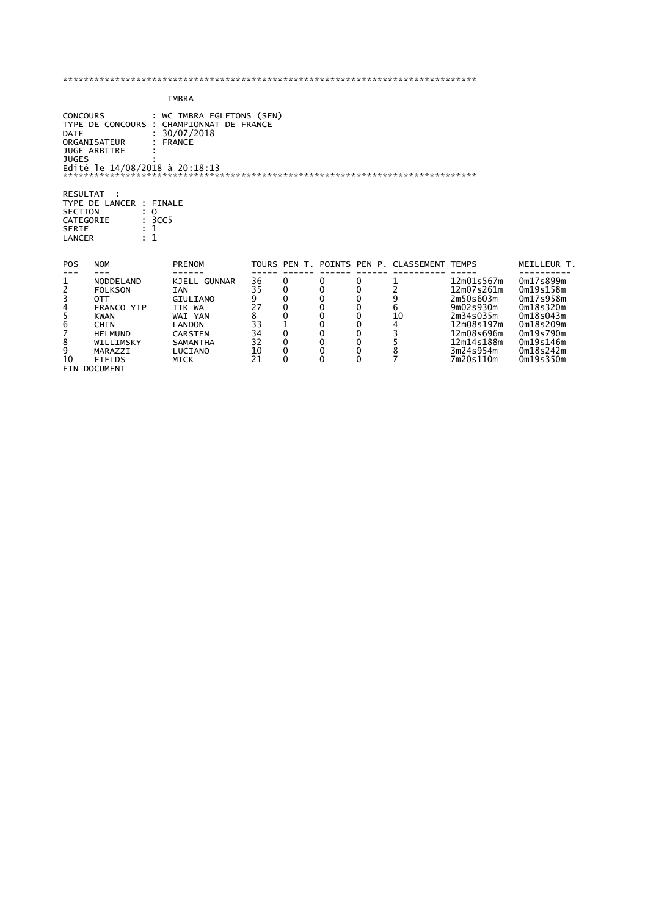\*\*\*\*\*\*\*\*\*\*\*\*\*\*\*\*\*\*\*\*\*\*\*\*\*\*\*\*\*\*\*\*\*\*\*\*\*\*\*\*\*\*\*\*\*\*\*\*\*\*\*\*\*\*\*\*\*\*\*\*\*\*\*\*\*\*\*\*\*\*\*\*\*\*\*\*\*\*\*\*

IMBRA

CONCOURS : WC IMBRA EGLETONS (SEN)
TYPE DE CONCOURS : CHAMPIONNAT DE FRANCE
DATE : 30/07/2018
ORGANISATEUR : FRANCE
JUGE ARBITRE :
JUGES :
Edité le 14/08/2018 à 20:18:13

\*\*\*\*\*\*\*\*\*\*\*\*\*\*\*\*\*\*\*\*\*\*\*\*\*\*\*\*\*\*\*\*\*\*\*\*\*\*\*\*\*\*\*\*\*\*\*\*\*\*\*\*\*\*\*\*\*\*\*\*\*\*\*\*\*\*\*\*\*\*\*\*\*\*\*\*\*\*\*\*

RESULTAT :
TYPE DE LANCER : FINALE
SECTION : O
CATEGORIE : 3CC5
SERIE : 1
LANCER : 1

| POS | NOM | PRENOM | TOURS | PEN T. | POINTS | PEN P. | CLASSEMENT | TEMPS | MEILLEUR T. |
|---|---|---|---|---|---|---|---|---|---|
| 1 | NODDELAND | KJELL GUNNAR | 36 | 0 | 0 | 0 | 1 | 12m01s567m | 0m17s899m |
| 2 | FOLKSON | IAN | 35 | 0 | 0 | 0 | 2 | 12m07s261m | 0m19s158m |
| 3 | OTT | GIULIANO | 9 | 0 | 0 | 0 | 9 | 2m50s603m | 0m17s958m |
| 4 | FRANCO YIP | TIK WA | 27 | 0 | 0 | 0 | 6 | 9m02s930m | 0m18s320m |
| 5 | KWAN | WAI YAN | 8 | 0 | 0 | 0 | 10 | 2m34s035m | 0m18s043m |
| 6 | CHIN | LANDON | 33 | 1 | 0 | 0 | 4 | 12m08s197m | 0m18s209m |
| 7 | HELMUND | CARSTEN | 34 | 0 | 0 | 0 | 3 | 12m08s696m | 0m19s790m |
| 8 | WILLIMSKY | SAMANTHA | 32 | 0 | 0 | 0 | 5 | 12m14s188m | 0m19s146m |
| 9 | MARAZZI | LUCIANO | 10 | 0 | 0 | 0 | 8 | 3m24s954m | 0m18s242m |
| 10 | FIELDS | MICK | 21 | 0 | 0 | 0 | 7 | 7m20s110m | 0m19s350m |

FIN DOCUMENT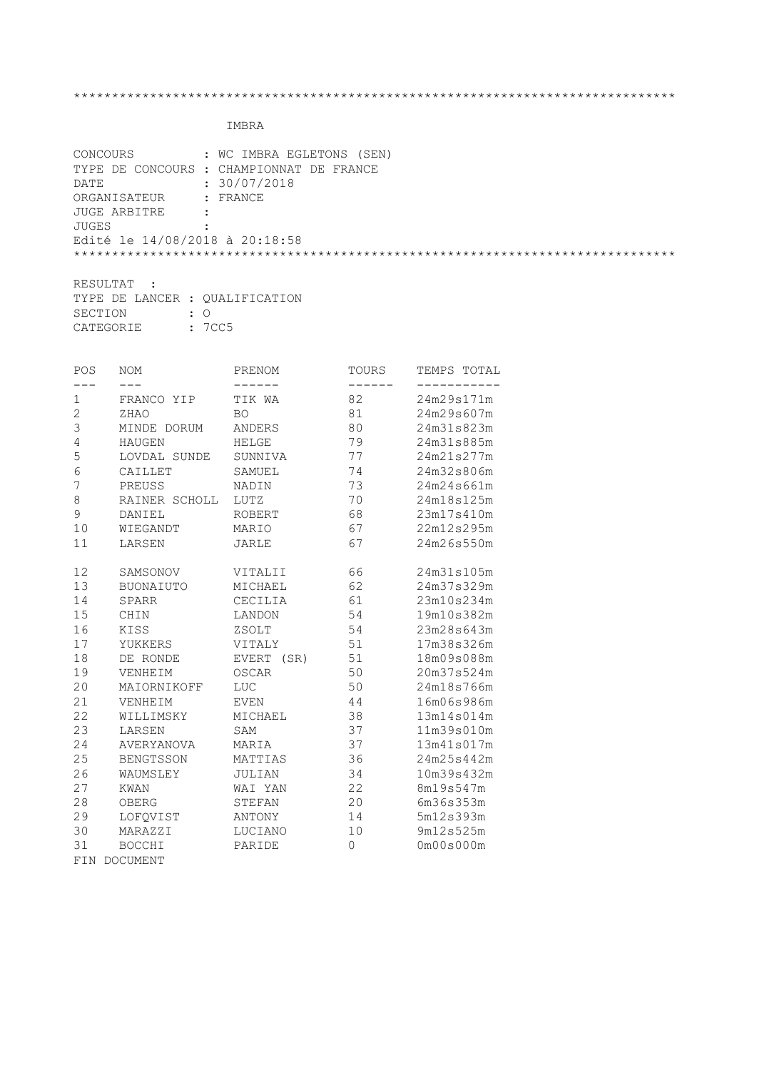*****************************************************************************

IMBRA

CONCOURS : WC IMBRA EGLETONS (SEN)
TYPE DE CONCOURS : CHAMPIONNAT DE FRANCE
DATE : 30/07/2018
ORGANISATEUR : FRANCE
JUGE ARBITRE :
JUGES :
Edité le 14/08/2018 à 20:18:58

*****************************************************************************

RESULTAT :
TYPE DE LANCER : QUALIFICATION
SECTION : O
CATEGORIE : 7CC5

| POS | NOM | PRENOM | TOURS | TEMPS TOTAL |
|---|---|---|---|---|
| 1 | FRANCO YIP | TIK WA | 82 | 24m29s171m |
| 2 | ZHAO | BO | 81 | 24m29s607m |
| 3 | MINDE DORUM | ANDERS | 80 | 24m31s823m |
| 4 | HAUGEN | HELGE | 79 | 24m31s885m |
| 5 | LOVDAL SUNDE | SUNNIVA | 77 | 24m21s277m |
| 6 | CAILLET | SAMUEL | 74 | 24m32s806m |
| 7 | PREUSS | NADIN | 73 | 24m24s661m |
| 8 | RAINER SCHOLL | LUTZ | 70 | 24m18s125m |
| 9 | DANIEL | ROBERT | 68 | 23m17s410m |
| 10 | WIEGANDT | MARIO | 67 | 22m12s295m |
| 11 | LARSEN | JARLE | 67 | 24m26s550m |
| 12 | SAMSONOV | VITALII | 66 | 24m31s105m |
| 13 | BUONAIUTO | MICHAEL | 62 | 24m37s329m |
| 14 | SPARR | CECILIA | 61 | 23m10s234m |
| 15 | CHIN | LANDON | 54 | 19m10s382m |
| 16 | KISS | ZSOLT | 54 | 23m28s643m |
| 17 | YUKKERS | VITALY | 51 | 17m38s326m |
| 18 | DE RONDE | EVERT (SR) | 51 | 18m09s088m |
| 19 | VENHEIM | OSCAR | 50 | 20m37s524m |
| 20 | MAIORNIKOFF | LUC | 50 | 24m18s766m |
| 21 | VENHEIM | EVEN | 44 | 16m06s986m |
| 22 | WILLIMSKY | MICHAEL | 38 | 13m14s014m |
| 23 | LARSEN | SAM | 37 | 11m39s010m |
| 24 | AVERYANOVA | MARIA | 37 | 13m41s017m |
| 25 | BENGTSSON | MATTIAS | 36 | 24m25s442m |
| 26 | WAUMSLEY | JULIAN | 34 | 10m39s432m |
| 27 | KWAN | WAI YAN | 22 | 8m19s547m |
| 28 | OBERG | STEFAN | 20 | 6m36s353m |
| 29 | LOFQVIST | ANTONY | 14 | 5m12s393m |
| 30 | MARAZZI | LUCIANO | 10 | 9m12s525m |
| 31 | BOCCHI | PARIDE | 0 | 0m00s000m |

FIN DOCUMENT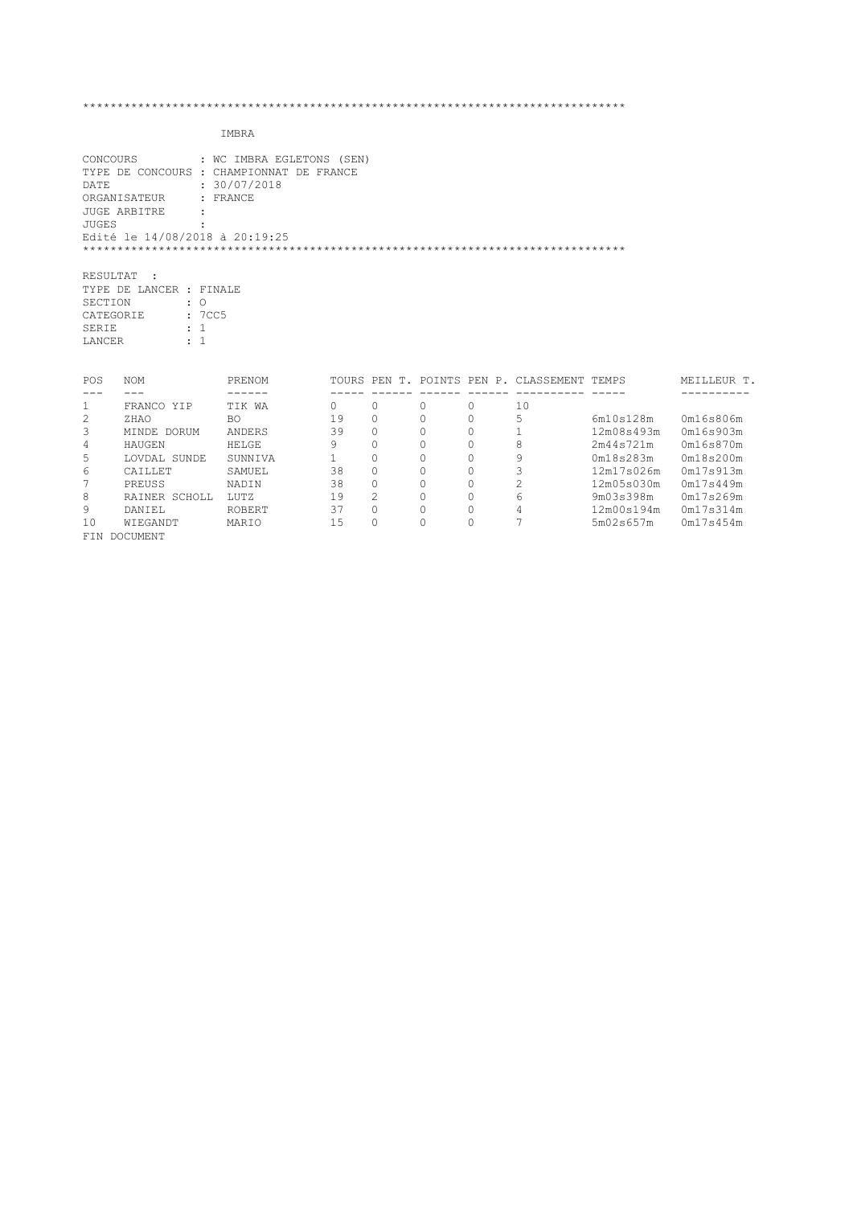*******************************************************************************

IMBRA

CONCOURS : WC IMBRA EGLETONS (SEN)
TYPE DE CONCOURS : CHAMPIONNAT DE FRANCE
DATE : 30/07/2018
ORGANISATEUR : FRANCE
JUGE ARBITRE :
JUGES :
Edité le 14/08/2018 à 20:19:25

*******************************************************************************

RESULTAT :
TYPE DE LANCER : FINALE
SECTION : O
CATEGORIE : 7CC5
SERIE : 1
LANCER : 1

| POS | NOM | PRENOM | TOURS | PEN T. | POINTS | PEN P. | CLASSEMENT | TEMPS | MEILLEUR T. |
|---|---|---|---|---|---|---|---|---|---|
| 1 | FRANCO YIP | TIK WA | 0 | 0 | 0 | 0 | 10 | | |
| 2 | ZHAO | BO | 19 | 0 | 0 | 0 | 5 | 6m10s128m | 0m16s806m |
| 3 | MINDE DORUM | ANDERS | 39 | 0 | 0 | 0 | 1 | 12m08s493m | 0m16s903m |
| 4 | HAUGEN | HELGE | 9 | 0 | 0 | 0 | 8 | 2m44s721m | 0m16s870m |
| 5 | LOVDAL SUNDE | SUNNIVA | 1 | 0 | 0 | 0 | 9 | 0m18s283m | 0m18s200m |
| 6 | CAILLET | SAMUEL | 38 | 0 | 0 | 0 | 3 | 12m17s026m | 0m17s913m |
| 7 | PREUSS | NADIN | 38 | 0 | 0 | 0 | 2 | 12m05s030m | 0m17s449m |
| 8 | RAINER SCHOLL | LUTZ | 19 | 2 | 0 | 0 | 6 | 9m03s398m | 0m17s269m |
| 9 | DANIEL | ROBERT | 37 | 0 | 0 | 0 | 4 | 12m00s194m | 0m17s314m |
| 10 | WIEGANDT | MARIO | 15 | 0 | 0 | 0 | 7 | 5m02s657m | 0m17s454m |

FIN DOCUMENT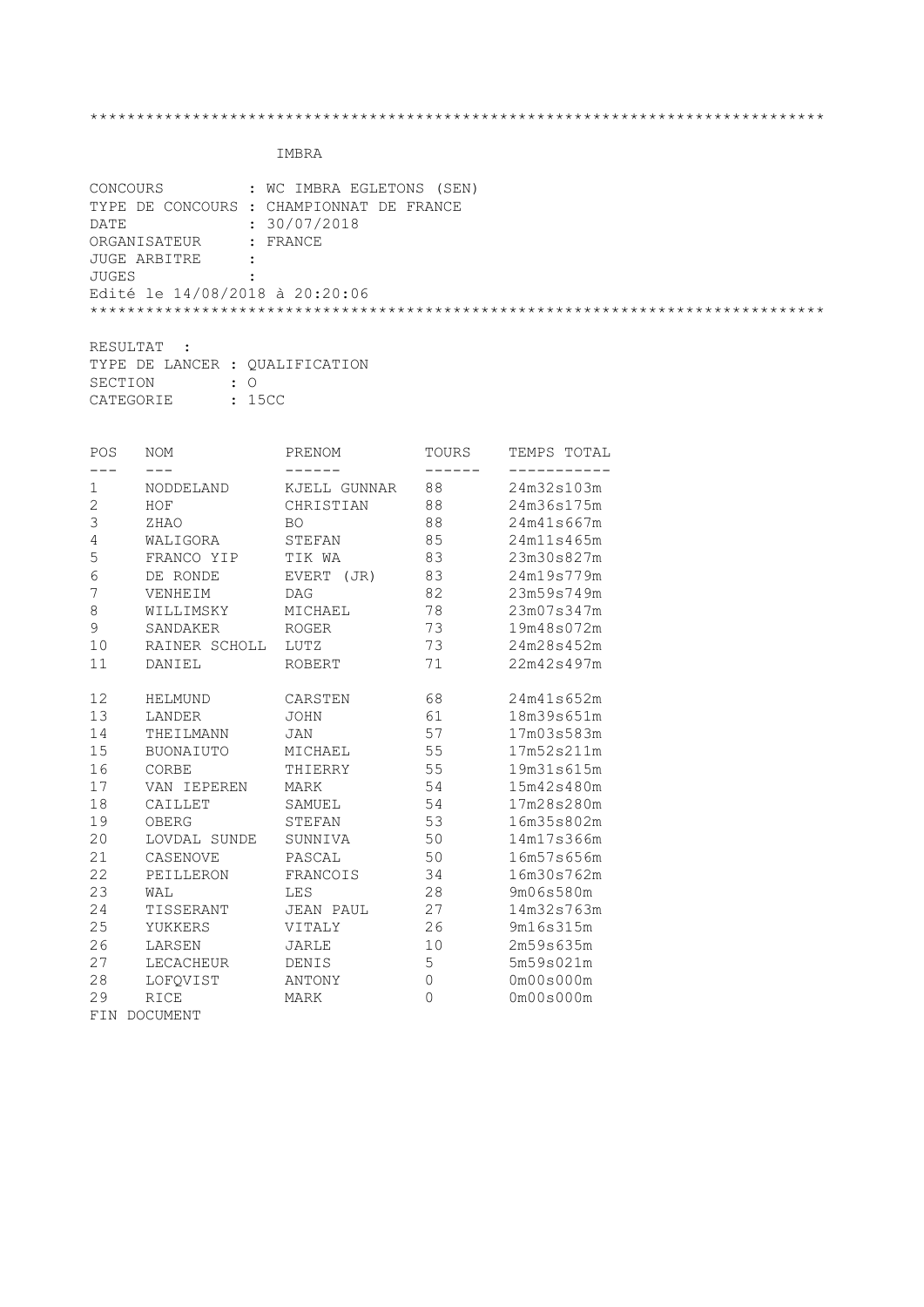\*\*\*\*\*\*\*\*\*\*\*\*\*\*\*\*\*\*\*\*\*\*\*\*\*\*\*\*\*\*\*\*\*\*\*\*\*\*\*\*\*\*\*\*\*\*\*\*\*\*\*\*\*\*\*\*\*\*\*\*\*\*\*\*\*\*\*\*\*\*\*\*\*\*\*\*\*\*

IMBRA

CONCOURS : WC IMBRA EGLETONS (SEN)
TYPE DE CONCOURS : CHAMPIONNAT DE FRANCE
DATE : 30/07/2018
ORGANISATEUR : FRANCE
JUGE ARBITRE :
JUGES :
Edité le 14/08/2018 à 20:20:06

\*\*\*\*\*\*\*\*\*\*\*\*\*\*\*\*\*\*\*\*\*\*\*\*\*\*\*\*\*\*\*\*\*\*\*\*\*\*\*\*\*\*\*\*\*\*\*\*\*\*\*\*\*\*\*\*\*\*\*\*\*\*\*\*\*\*\*\*\*\*\*\*\*\*\*\*\*\*

RESULTAT :
TYPE DE LANCER : QUALIFICATION
SECTION : O
CATEGORIE : 15CC

| POS | NOM | PRENOM | TOURS | TEMPS TOTAL |
|---|---|---|---|---|
| 1 | NODDELAND | KJELL GUNNAR | 88 | 24m32s103m |
| 2 | HOF | CHRISTIAN | 88 | 24m36s175m |
| 3 | ZHAO | BO | 88 | 24m41s667m |
| 4 | WALIGORA | STEFAN | 85 | 24m11s465m |
| 5 | FRANCO YIP | TIK WA | 83 | 23m30s827m |
| 6 | DE RONDE | EVERT (JR) | 83 | 24m19s779m |
| 7 | VENHEIM | DAG | 82 | 23m59s749m |
| 8 | WILLIMSKY | MICHAEL | 78 | 23m07s347m |
| 9 | SANDAKER | ROGER | 73 | 19m48s072m |
| 10 | RAINER SCHOLL | LUTZ | 73 | 24m28s452m |
| 11 | DANIEL | ROBERT | 71 | 22m42s497m |
| 12 | HELMUND | CARSTEN | 68 | 24m41s652m |
| 13 | LANDER | JOHN | 61 | 18m39s651m |
| 14 | THEILMANN | JAN | 57 | 17m03s583m |
| 15 | BUONAIUTO | MICHAEL | 55 | 17m52s211m |
| 16 | CORBE | THIERRY | 55 | 19m31s615m |
| 17 | VAN IEPEREN | MARK | 54 | 15m42s480m |
| 18 | CAILLET | SAMUEL | 54 | 17m28s280m |
| 19 | OBERG | STEFAN | 53 | 16m35s802m |
| 20 | LOVDAL SUNDE | SUNNIVA | 50 | 14m17s366m |
| 21 | CASENOVE | PASCAL | 50 | 16m57s656m |
| 22 | PEILLERON | FRANCOIS | 34 | 16m30s762m |
| 23 | WAL | LES | 28 | 9m06s580m |
| 24 | TISSERANT | JEAN PAUL | 27 | 14m32s763m |
| 25 | YUKKERS | VITALY | 26 | 9m16s315m |
| 26 | LARSEN | JARLE | 10 | 2m59s635m |
| 27 | LECACHEUR | DENIS | 5 | 5m59s021m |
| 28 | LOFQVIST | ANTONY | 0 | 0m00s000m |
| 29 | RICE | MARK | 0 | 0m00s000m |

FIN DOCUMENT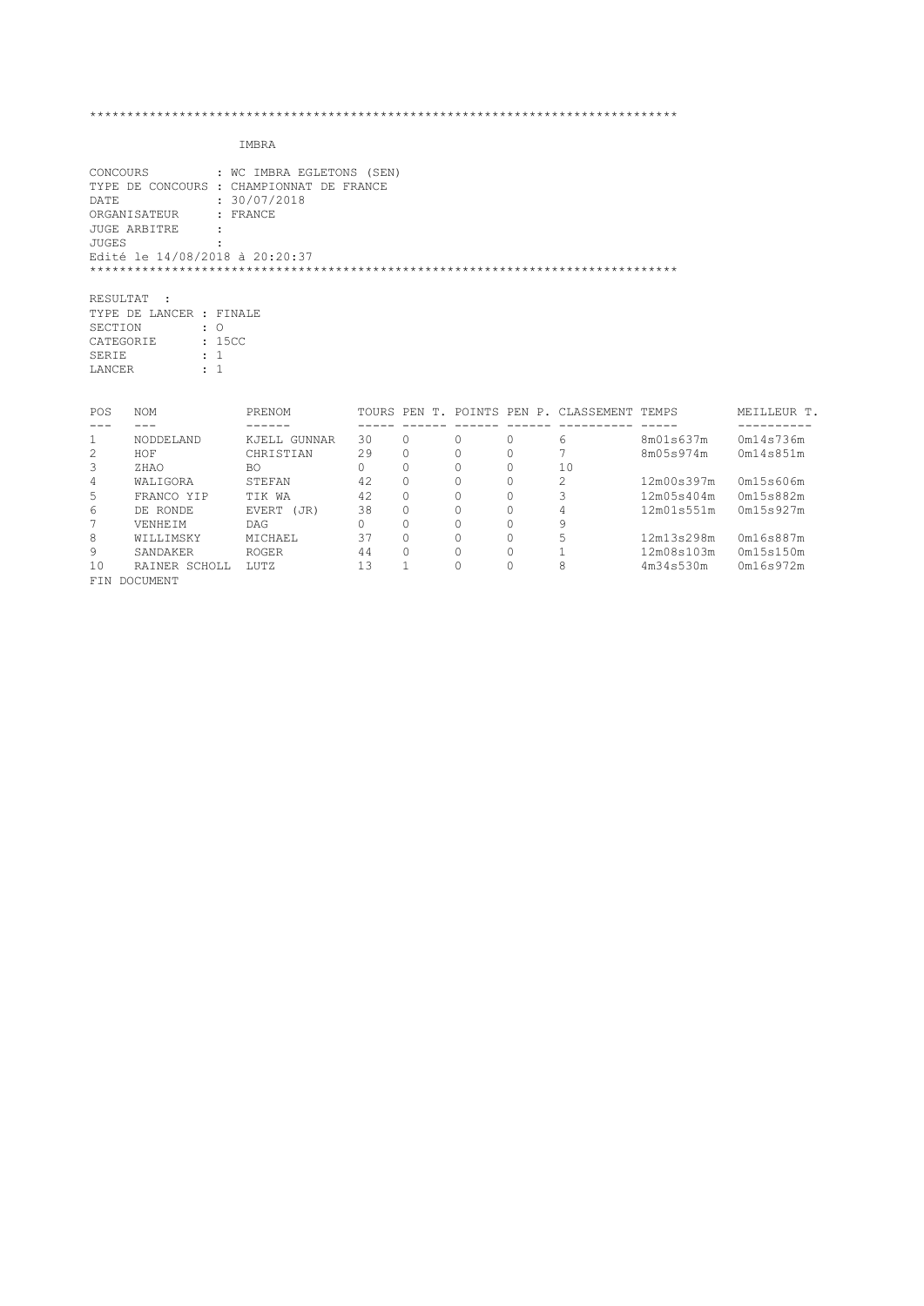```
********************************************************************************
```

IMBRA

CONCOURS : WC IMBRA EGLETONS (SEN)
TYPE DE CONCOURS : CHAMPIONNAT DE FRANCE
DATE : 30/07/2018
ORGANISATEUR : FRANCE
JUGE ARBITRE :
JUGES :
Edité le 14/08/2018 à 20:20:37

```
********************************************************************************
```

RESULTAT :
TYPE DE LANCER : FINALE
SECTION : O
CATEGORIE : 15CC
SERIE : 1
LANCER : 1

| POS | NOM | PRENOM | TOURS | PEN T. | POINTS | PEN P. | CLASSEMENT | TEMPS | MEILLEUR T. |
|---|---|---|---|---|---|---|---|---|---|
| 1 | NODDELAND | KJELL GUNNAR | 30 | 0 | 0 | 0 | 6 | 8m01s637m | 0m14s736m |
| 2 | HOF | CHRISTIAN | 29 | 0 | 0 | 0 | 7 | 8m05s974m | 0m14s851m |
| 3 | ZHAO | BO | 0 | 0 | 0 | 0 | 10 | | |
| 4 | WALIGORA | STEFAN | 42 | 0 | 0 | 0 | 2 | 12m00s397m | 0m15s606m |
| 5 | FRANCO YIP | TIK WA | 42 | 0 | 0 | 0 | 3 | 12m05s404m | 0m15s882m |
| 6 | DE RONDE | EVERT (JR) | 38 | 0 | 0 | 0 | 4 | 12m01s551m | 0m15s927m |
| 7 | VENHEIM | DAG | 0 | 0 | 0 | 0 | 9 | | |
| 8 | WILLIMSKY | MICHAEL | 37 | 0 | 0 | 0 | 5 | 12m13s298m | 0m16s887m |
| 9 | SANDAKER | ROGER | 44 | 0 | 0 | 0 | 1 | 12m08s103m | 0m15s150m |
| 10 | RAINER SCHOLL | LUTZ | 13 | 1 | 0 | 0 | 8 | 4m34s530m | 0m16s972m |

FIN DOCUMENT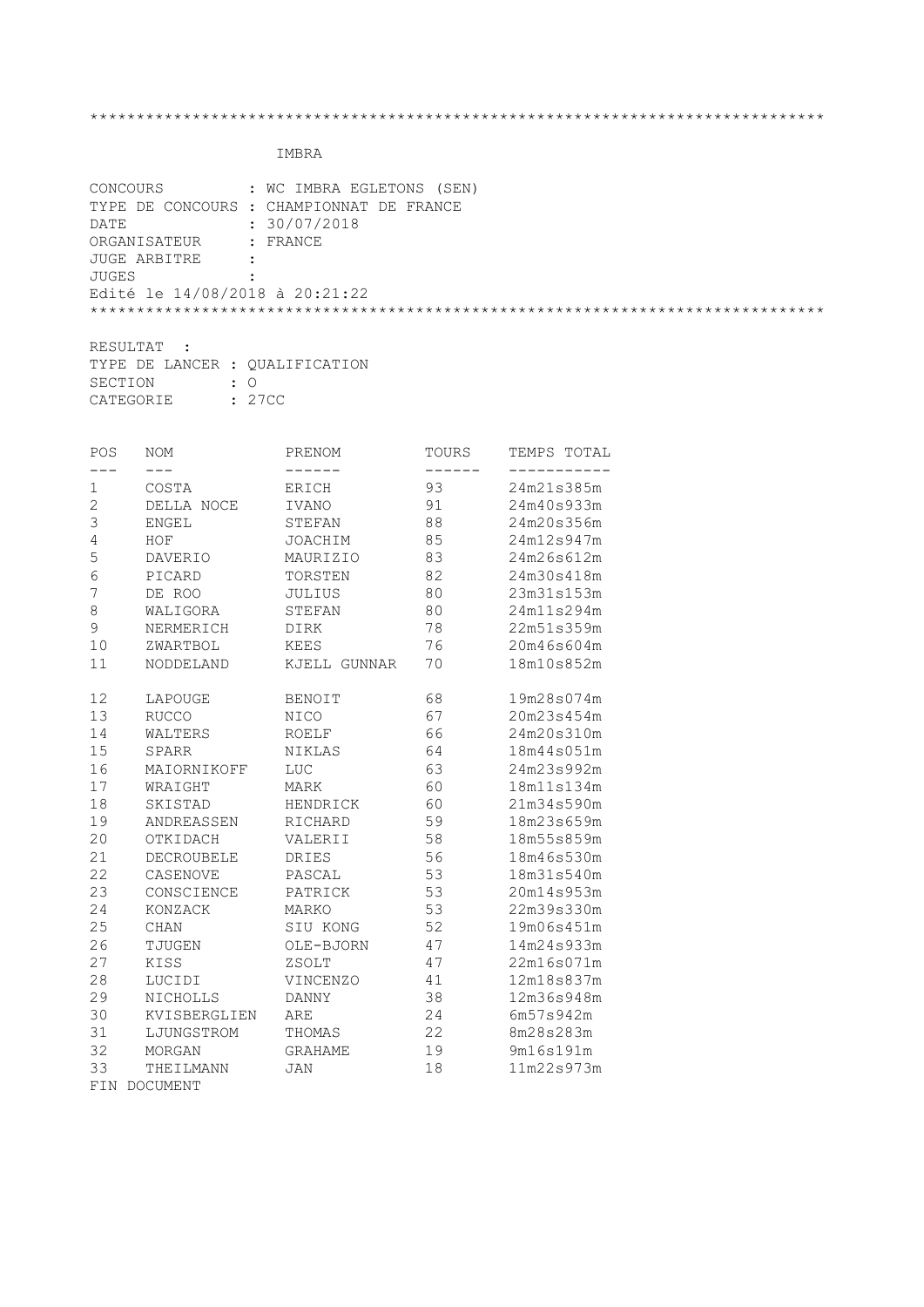```
******************************************************************************
```

IMBRA

CONCOURS : WC IMBRA EGLETONS (SEN)
TYPE DE CONCOURS : CHAMPIONNAT DE FRANCE
DATE : 30/07/2018
ORGANISATEUR : FRANCE
JUGE ARBITRE :
JUGES :
Edité le 14/08/2018 à 20:21:22

```
******************************************************************************
```

RESULTAT :
TYPE DE LANCER : QUALIFICATION
SECTION : O
CATEGORIE : 27CC

| POS | NOM | PRENOM | TOURS | TEMPS TOTAL |
|---|---|---|---|---|
| 1 | COSTA | ERICH | 93 | 24m21s385m |
| 2 | DELLA NOCE | IVANO | 91 | 24m40s933m |
| 3 | ENGEL | STEFAN | 88 | 24m20s356m |
| 4 | HOF | JOACHIM | 85 | 24m12s947m |
| 5 | DAVERIO | MAURIZIO | 83 | 24m26s612m |
| 6 | PICARD | TORSTEN | 82 | 24m30s418m |
| 7 | DE ROO | JULIUS | 80 | 23m31s153m |
| 8 | WALIGORA | STEFAN | 80 | 24m11s294m |
| 9 | NERMERICH | DIRK | 78 | 22m51s359m |
| 10 | ZWARTBOL | KEES | 76 | 20m46s604m |
| 11 | NODDELAND | KJELL GUNNAR | 70 | 18m10s852m |
| 12 | LAPOUGE | BENOIT | 68 | 19m28s074m |
| 13 | RUCCO | NICO | 67 | 20m23s454m |
| 14 | WALTERS | ROELF | 66 | 24m20s310m |
| 15 | SPARR | NIKLAS | 64 | 18m44s051m |
| 16 | MAIORNIKOFF | LUC | 63 | 24m23s992m |
| 17 | WRAIGHT | MARK | 60 | 18m11s134m |
| 18 | SKISTAD | HENDRICK | 60 | 21m34s590m |
| 19 | ANDREASSEN | RICHARD | 59 | 18m23s659m |
| 20 | OTKIDACH | VALERII | 58 | 18m55s859m |
| 21 | DECROUBELE | DRIES | 56 | 18m46s530m |
| 22 | CASENOVE | PASCAL | 53 | 18m31s540m |
| 23 | CONSCIENCE | PATRICK | 53 | 20m14s953m |
| 24 | KONZACK | MARKO | 53 | 22m39s330m |
| 25 | CHAN | SIU KONG | 52 | 19m06s451m |
| 26 | TJUGEN | OLE-BJORN | 47 | 14m24s933m |
| 27 | KISS | ZSOLT | 47 | 22m16s071m |
| 28 | LUCIDI | VINCENZO | 41 | 12m18s837m |
| 29 | NICHOLLS | DANNY | 38 | 12m36s948m |
| 30 | KVISBERGLIEN | ARE | 24 | 6m57s942m |
| 31 | LJUNGSTROM | THOMAS | 22 | 8m28s283m |
| 32 | MORGAN | GRAHAME | 19 | 9m16s191m |
| 33 | THEILMANN | JAN | 18 | 11m22s973m |

FIN DOCUMENT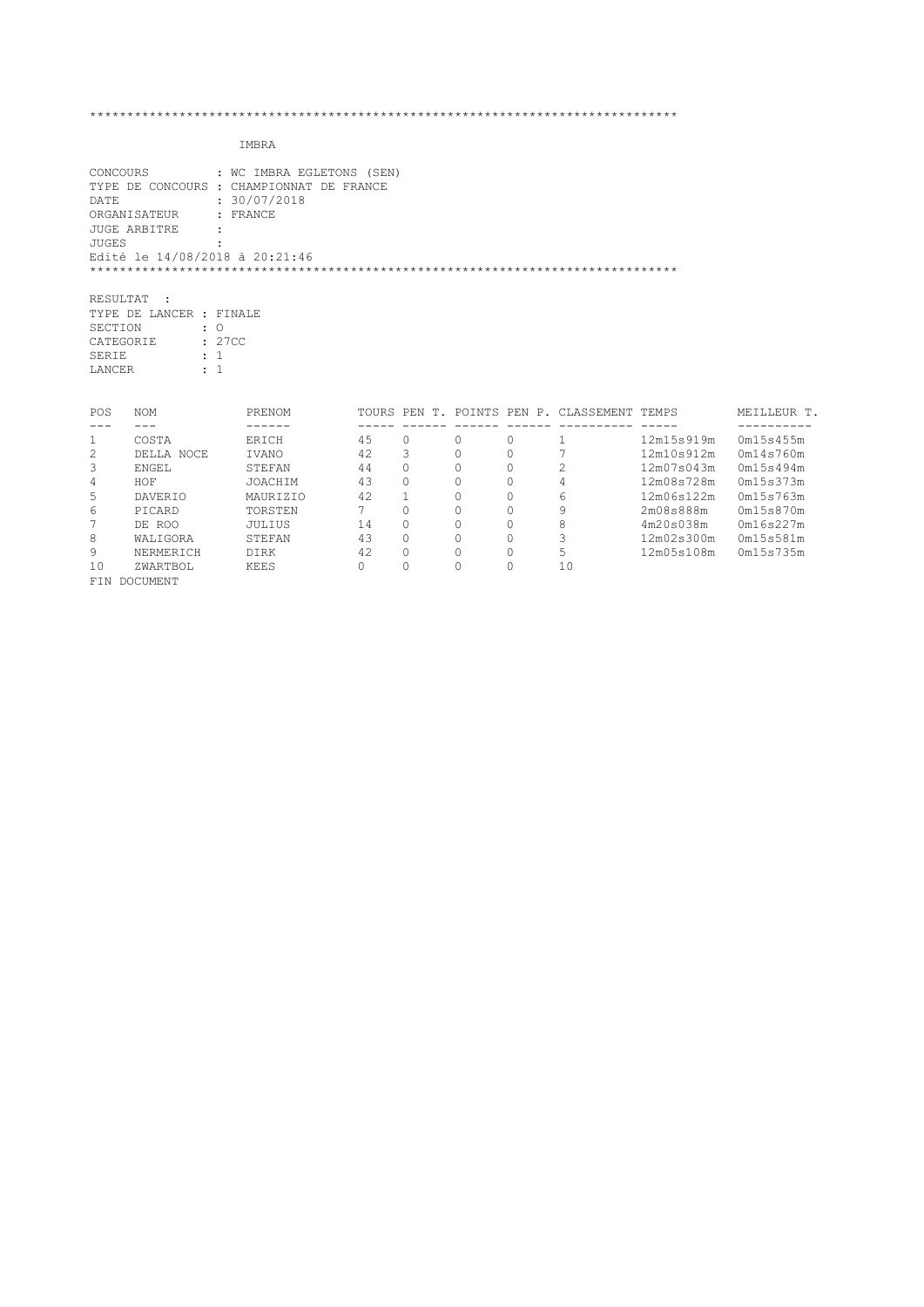*******************************************************************************

IMBRA

CONCOURS : WC IMBRA EGLETONS (SEN)
TYPE DE CONCOURS : CHAMPIONNAT DE FRANCE
DATE : 30/07/2018
ORGANISATEUR : FRANCE
JUGE ARBITRE :
JUGES :
Edité le 14/08/2018 à 20:21:46

*******************************************************************************

RESULTAT :
TYPE DE LANCER : FINALE
SECTION : O
CATEGORIE : 27CC
SERIE : 1
LANCER : 1

| POS | NOM | PRENOM | TOURS | PEN T. | POINTS | PEN P. | CLASSEMENT | TEMPS | MEILLEUR T. |
| --- | --- | --- | --- | --- | --- | --- | --- | --- | --- |
| 1 | COSTA | ERICH | 45 | 0 | 0 | 0 | 1 | 12m15s919m | 0m15s455m |
| 2 | DELLA NOCE | IVANO | 42 | 3 | 0 | 0 | 7 | 12m10s912m | 0m14s760m |
| 3 | ENGEL | STEFAN | 44 | 0 | 0 | 0 | 2 | 12m07s043m | 0m15s494m |
| 4 | HOF | JOACHIM | 43 | 0 | 0 | 0 | 4 | 12m08s728m | 0m15s373m |
| 5 | DAVERIO | MAURIZIO | 42 | 1 | 0 | 0 | 6 | 12m06s122m | 0m15s763m |
| 6 | PICARD | TORSTEN | 7 | 0 | 0 | 0 | 9 | 2m08s888m | 0m15s870m |
| 7 | DE ROO | JULIUS | 14 | 0 | 0 | 0 | 8 | 4m20s038m | 0m16s227m |
| 8 | WALIGORA | STEFAN | 43 | 0 | 0 | 0 | 3 | 12m02s300m | 0m15s581m |
| 9 | NERMERICH | DIRK | 42 | 0 | 0 | 0 | 5 | 12m05s108m | 0m15s735m |
| 10 | ZWARTBOL | KEES | 0 | 0 | 0 | 0 | 10 | | |

FIN DOCUMENT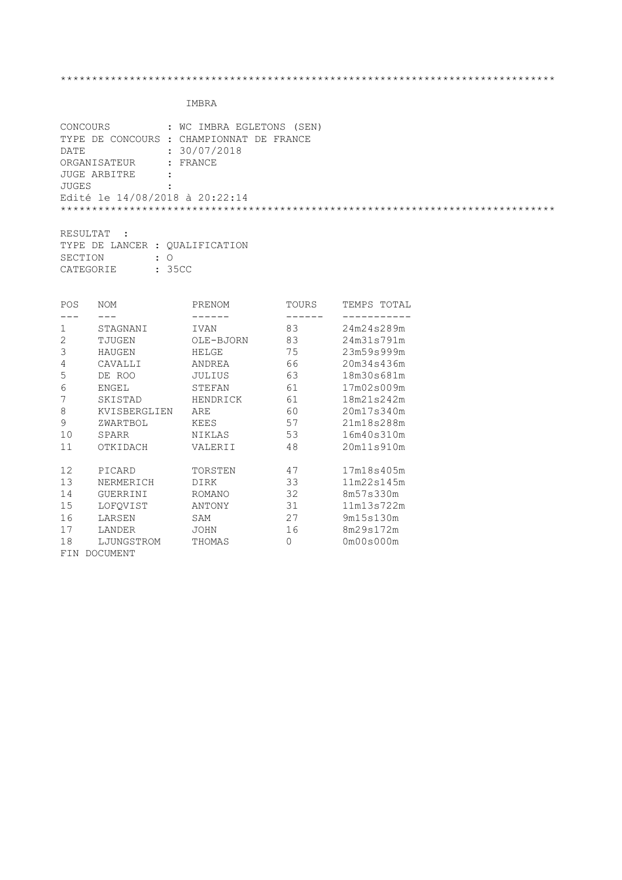```
******************************************************************************
```

IMBRA

CONCOURS : WC IMBRA EGLETONS (SEN)
TYPE DE CONCOURS : CHAMPIONNAT DE FRANCE
DATE : 30/07/2018
ORGANISATEUR : FRANCE
JUGE ARBITRE :
JUGES :
Edité le 14/08/2018 à 20:22:14

```
******************************************************************************
```

RESULTAT :
TYPE DE LANCER : QUALIFICATION
SECTION : O
CATEGORIE : 35CC

| POS | NOM | PRENOM | TOURS | TEMPS TOTAL |
|---|---|---|---|---|
| 1 | STAGNANI | IVAN | 83 | 24m24s289m |
| 2 | TJUGEN | OLE-BJORN | 83 | 24m31s791m |
| 3 | HAUGEN | HELGE | 75 | 23m59s999m |
| 4 | CAVALLI | ANDREA | 66 | 20m34s436m |
| 5 | DE ROO | JULIUS | 63 | 18m30s681m |
| 6 | ENGEL | STEFAN | 61 | 17m02s009m |
| 7 | SKISTAD | HENDRICK | 61 | 18m21s242m |
| 8 | KVISBERGLIEN | ARE | 60 | 20m17s340m |
| 9 | ZWARTBOL | KEES | 57 | 21m18s288m |
| 10 | SPARR | NIKLAS | 53 | 16m40s310m |
| 11 | OTKIDACH | VALERII | 48 | 20m11s910m |
| 12 | PICARD | TORSTEN | 47 | 17m18s405m |
| 13 | NERMERICH | DIRK | 33 | 11m22s145m |
| 14 | GUERRINI | ROMANO | 32 | 8m57s330m |
| 15 | LOFQVIST | ANTONY | 31 | 11m13s722m |
| 16 | LARSEN | SAM | 27 | 9m15s130m |
| 17 | LANDER | JOHN | 16 | 8m29s172m |
| 18 | LJUNGSTROM | THOMAS | 0 | 0m00s000m |

FIN DOCUMENT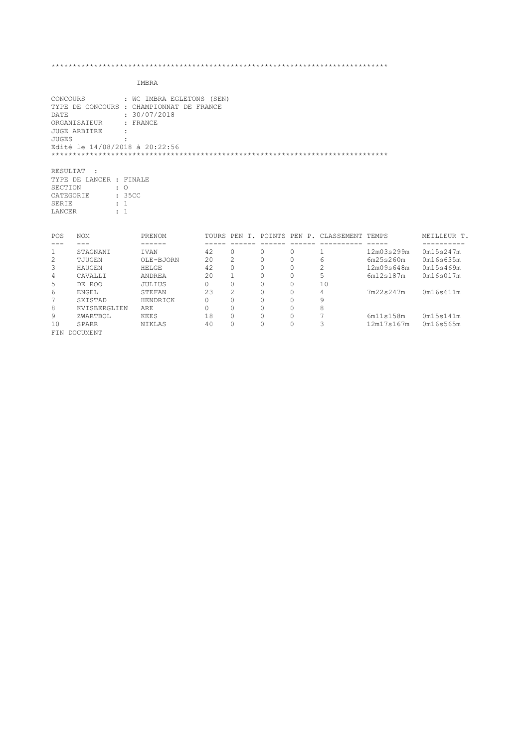********************************************************************************

IMBRA

CONCOURS : WC IMBRA EGLETONS (SEN)
TYPE DE CONCOURS : CHAMPIONNAT DE FRANCE
DATE : 30/07/2018
ORGANISATEUR : FRANCE
JUGE ARBITRE :
JUGES :
Edité le 14/08/2018 à 20:22:56

********************************************************************************

RESULTAT :
TYPE DE LANCER : FINALE
SECTION : O
CATEGORIE : 35CC
SERIE : 1
LANCER : 1

| POS | NOM | PRENOM | TOURS | PEN T. | POINTS | PEN P. | CLASSEMENT | TEMPS | MEILLEUR T. |
|---|---|---|---|---|---|---|---|---|---|
| 1 | STAGNANI | IVAN | 42 | 0 | 0 | 0 | 1 | 12m03s299m | 0m15s247m |
| 2 | TJUGEN | OLE-BJORN | 20 | 2 | 0 | 0 | 6 | 6m25s260m | 0m16s635m |
| 3 | HAUGEN | HELGE | 42 | 0 | 0 | 0 | 2 | 12m09s648m | 0m15s469m |
| 4 | CAVALLI | ANDREA | 20 | 1 | 0 | 0 | 5 | 6m12s187m | 0m16s017m |
| 5 | DE ROO | JULIUS | 0 | 0 | 0 | 0 | 10 | | |
| 6 | ENGEL | STEFAN | 23 | 2 | 0 | 0 | 4 | 7m22s247m | 0m16s611m |
| 7 | SKISTAD | HENDRICK | 0 | 0 | 0 | 0 | 9 | | |
| 8 | KVISBERGLIEN | ARE | 0 | 0 | 0 | 0 | 8 | | |
| 9 | ZWARTBOL | KEES | 18 | 0 | 0 | 0 | 7 | 6m11s158m | 0m15s141m |
| 10 | SPARR | NIKLAS | 40 | 0 | 0 | 0 | 3 | 12m17s167m | 0m16s565m |

FIN DOCUMENT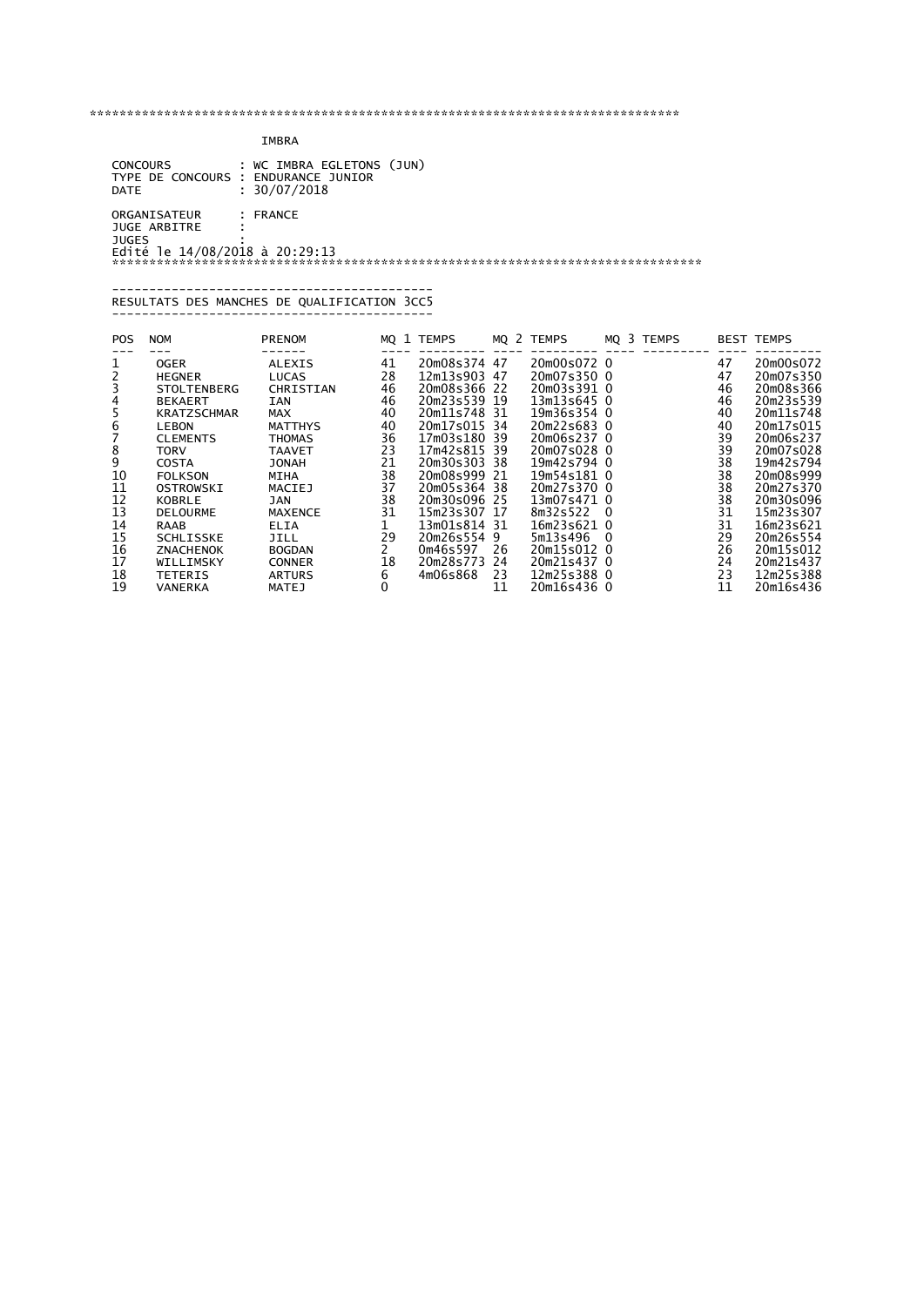**************************************************************************************

IMBRA

CONCOURS : WC IMBRA EGLETONS (JUN)
TYPE DE CONCOURS : ENDURANCE JUNIOR
DATE : 30/07/2018

ORGANISATEUR : FRANCE
JUGE ARBITRE :
JUGES :
Edité le 14/08/2018 à 20:29:13

**************************************************************************************

## RESULTATS DES MANCHES DE QUALIFICATION 3CC5

| POS | NOM | PRENOM | MQ 1 | TEMPS | MQ 2 | TEMPS | MQ 3 | TEMPS | BEST | TEMPS |
|---|---|---|---|---|---|---|---|---|---|---|
| 1 | OGER | ALEXIS | 41 | 20m08s374 | 47 | 20m00s072 | 0 | | 47 | 20m00s072 |
| 2 | HEGNER | LUCAS | 28 | 12m13s903 | 47 | 20m07s350 | 0 | | 47 | 20m07s350 |
| 3 | STOLTENBERG | CHRISTIAN | 46 | 20m08s366 | 22 | 20m03s391 | 0 | | 46 | 20m08s366 |
| 4 | BEKAERT | IAN | 46 | 20m23s539 | 19 | 13m13s645 | 0 | | 46 | 20m23s539 |
| 5 | KRATZSCHMAR | MAX | 40 | 20m11s748 | 31 | 19m36s354 | 0 | | 40 | 20m11s748 |
| 6 | LEBON | MATTHYS | 40 | 20m17s015 | 34 | 20m22s683 | 0 | | 40 | 20m17s015 |
| 7 | CLEMENTS | THOMAS | 36 | 17m03s180 | 39 | 20m06s237 | 0 | | 39 | 20m06s237 |
| 8 | TORV | TAAVET | 23 | 17m42s815 | 39 | 20m07s028 | 0 | | 39 | 20m07s028 |
| 9 | COSTA | JONAH | 21 | 20m30s303 | 38 | 19m42s794 | 0 | | 38 | 19m42s794 |
| 10 | FOLKSON | MIHA | 38 | 20m08s999 | 21 | 19m54s181 | 0 | | 38 | 20m08s999 |
| 11 | OSTROWSKI | MACIEJ | 37 | 20m05s364 | 38 | 20m27s370 | 0 | | 38 | 20m27s370 |
| 12 | KOBRLE | JAN | 38 | 20m30s096 | 25 | 13m07s471 | 0 | | 38 | 20m30s096 |
| 13 | DELOURME | MAXENCE | 31 | 15m23s307 | 17 | 8m32s522 | 0 | | 31 | 15m23s307 |
| 14 | RAAB | ELIA | 1 | 13m01s814 | 31 | 16m23s621 | 0 | | 31 | 16m23s621 |
| 15 | SCHLISSKE | JILL | 29 | 20m26s554 | 9 | 5m13s496 | 0 | | 29 | 20m26s554 |
| 16 | ZNACHENOK | BOGDAN | 2 | 0m46s597 | 26 | 20m15s012 | 0 | | 26 | 20m15s012 |
| 17 | WILLIMSKY | CONNER | 18 | 20m28s773 | 24 | 20m21s437 | 0 | | 24 | 20m21s437 |
| 18 | TETERIS | ARTURS | 6 | 4m06s868 | 23 | 12m25s388 | 0 | | 23 | 12m25s388 |
| 19 | VANERKA | MATEJ | 0 | | 11 | 20m16s436 | 0 | | 11 | 20m16s436 |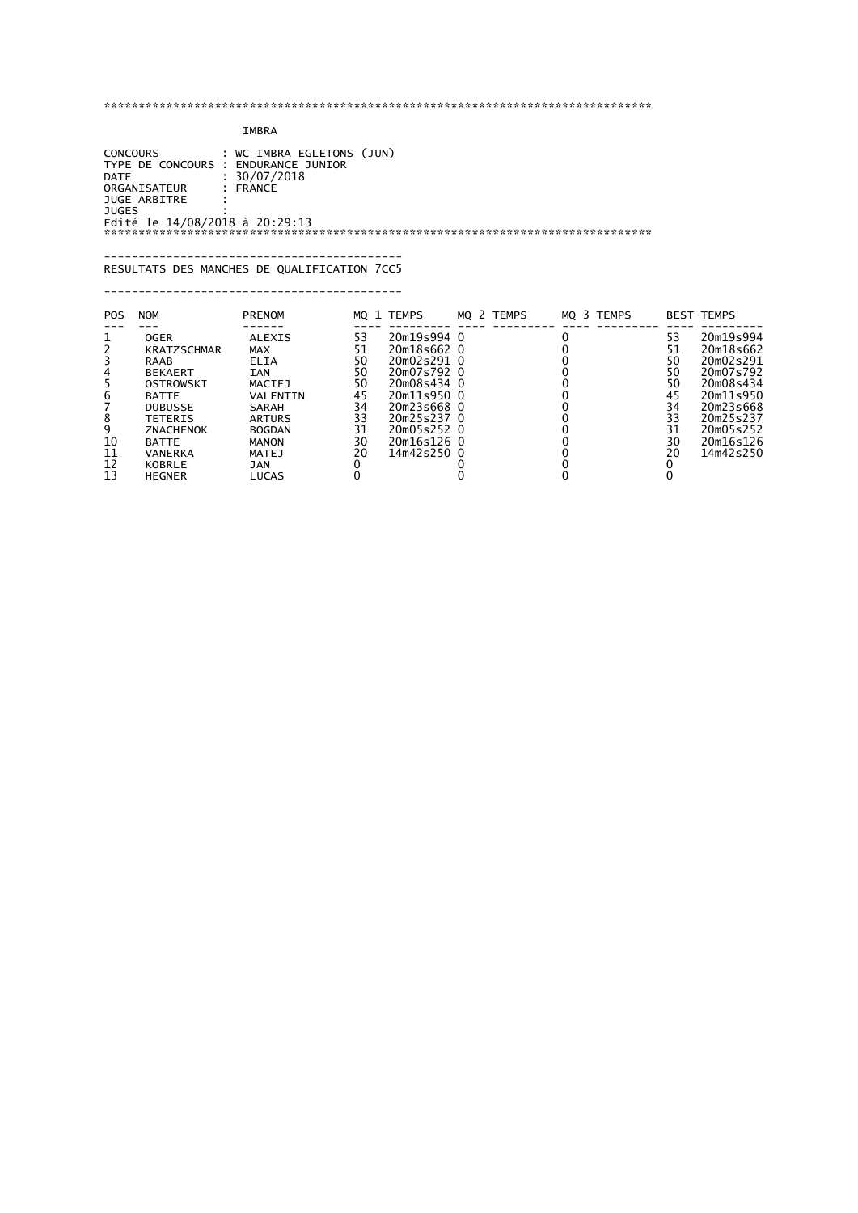***********************************************************************************

IMBRA

CONCOURS : WC IMBRA EGLETONS (JUN)
TYPE DE CONCOURS : ENDURANCE JUNIOR
DATE : 30/07/2018
ORGANISATEUR : FRANCE
JUGE ARBITRE :
JUGES :
Edité le 14/08/2018 à 20:29:13

***********************************************************************************

RESULTATS DES MANCHES DE QUALIFICATION 7CC5

| POS | NOM | PRENOM | MQ 1 | TEMPS | MQ 2 | TEMPS | MQ 3 | TEMPS | BEST | TEMPS |
|---|---|---|---|---|---|---|---|---|---|---|
| 1 | OGER | ALEXIS | 53 | 20m19s994 | 0 | | 0 | | 53 | 20m19s994 |
| 2 | KRATZSCHMAR | MAX | 51 | 20m18s662 | 0 | | 0 | | 51 | 20m18s662 |
| 3 | RAAB | ELIA | 50 | 20m02s291 | 0 | | 0 | | 50 | 20m02s291 |
| 4 | BEKAERT | IAN | 50 | 20m07s792 | 0 | | 0 | | 50 | 20m07s792 |
| 5 | OSTROWSKI | MACIEJ | 50 | 20m08s434 | 0 | | 0 | | 50 | 20m08s434 |
| 6 | BATTE | VALENTIN | 45 | 20m11s950 | 0 | | 0 | | 45 | 20m11s950 |
| 7 | DUBUSSE | SARAH | 34 | 20m23s668 | 0 | | 0 | | 34 | 20m23s668 |
| 8 | TETERIS | ARTURS | 33 | 20m25s237 | 0 | | 0 | | 33 | 20m25s237 |
| 9 | ZNACHENOK | BOGDAN | 31 | 20m05s252 | 0 | | 0 | | 31 | 20m05s252 |
| 10 | BATTE | MANON | 30 | 20m16s126 | 0 | | 0 | | 30 | 20m16s126 |
| 11 | VANERKA | MATEJ | 20 | 14m42s250 | 0 | | 0 | | 20 | 14m42s250 |
| 12 | KOBRLE | JAN | 0 | | 0 | | 0 | | 0 | |
| 13 | HEGNER | LUCAS | 0 | | 0 | | 0 | | 0 | |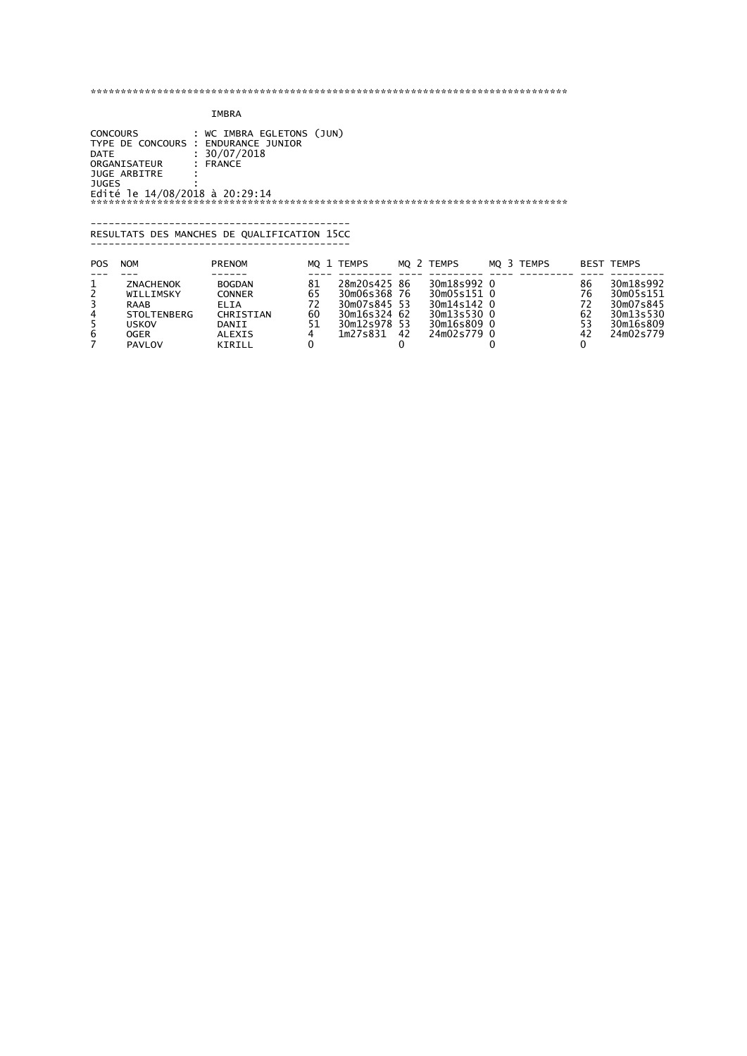***********************************************************************************

IMBRA

CONCOURS : WC IMBRA EGLETONS (JUN)
TYPE DE CONCOURS : ENDURANCE JUNIOR
DATE : 30/07/2018
ORGANISATEUR : FRANCE
JUGE ARBITRE :
JUGES :
Edité le 14/08/2018 à 20:29:14

***********************************************************************************

## RESULTATS DES MANCHES DE QUALIFICATION 15CC

| POS | NOM | PRENOM | MQ 1 | TEMPS | MQ 2 | TEMPS | MQ 3 | TEMPS | BEST | TEMPS |
|---|---|---|---|---|---|---|---|---|---|---|
| 1 | ZNACHENOK | BOGDAN | 81 | 28m20s425 | 86 | 30m18s992 | 0 | | 86 | 30m18s992 |
| 2 | WILLIMSKY | CONNER | 65 | 30m06s368 | 76 | 30m05s151 | 0 | | 76 | 30m05s151 |
| 3 | RAAB | ELIA | 72 | 30m07s845 | 53 | 30m14s142 | 0 | | 72 | 30m07s845 |
| 4 | STOLTENBERG | CHRISTIAN | 60 | 30m16s324 | 62 | 30m13s530 | 0 | | 62 | 30m13s530 |
| 5 | USKOV | DANII | 51 | 30m12s978 | 53 | 30m16s809 | 0 | | 53 | 30m16s809 |
| 6 | OGER | ALEXIS | 4 | 1m27s831 | 42 | 24m02s779 | 0 | | 42 | 24m02s779 |
| 7 | PAVLOV | KIRILL | 0 | | 0 | | 0 | | 0 | |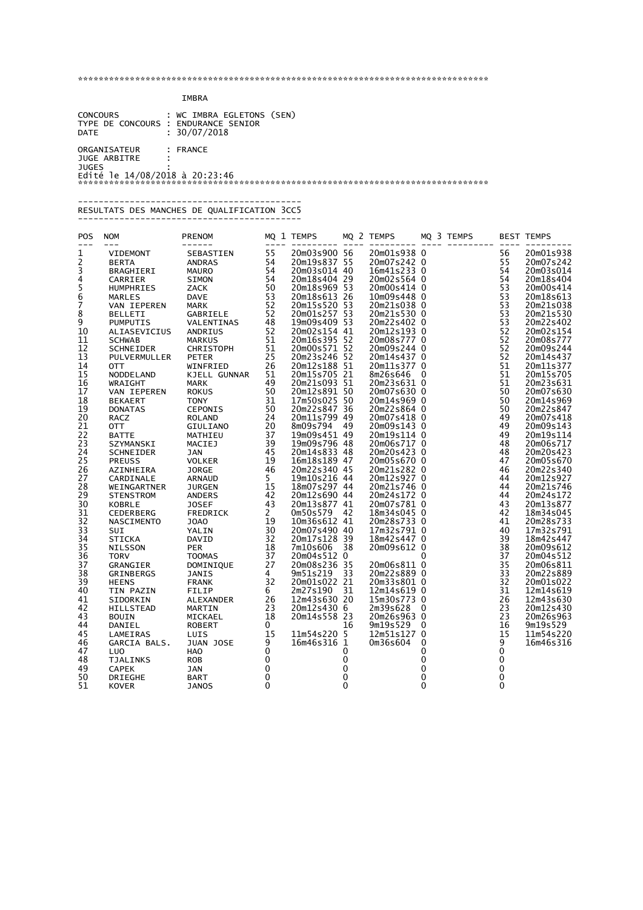\*\*\*\*\*\*\*\*\*\*\*\*\*\*\*\*\*\*\*\*\*\*\*\*\*\*\*\*\*\*\*\*\*\*\*\*\*\*\*\*\*\*\*\*\*\*\*\*\*\*\*\*\*\*\*\*\*\*\*\*\*\*\*\*\*\*\*\*\*\*\*\*\*\*\*\*\*\*\*\*

IMBRA

CONCOURS : WC IMBRA EGLETONS (SEN)
TYPE DE CONCOURS : ENDURANCE SENIOR
DATE : 30/07/2018

ORGANISATEUR : FRANCE
JUGE ARBITRE :
JUGES :
Edité le 14/08/2018 à 20:23:46

\*\*\*\*\*\*\*\*\*\*\*\*\*\*\*\*\*\*\*\*\*\*\*\*\*\*\*\*\*\*\*\*\*\*\*\*\*\*\*\*\*\*\*\*\*\*\*\*\*\*\*\*\*\*\*\*\*\*\*\*\*\*\*\*\*\*\*\*\*\*\*\*\*\*\*\*\*\*\*\*

## RESULTATS DES MANCHES DE QUALIFICATION 3CC5

| POS | NOM | PRENOM | MQ 1 | TEMPS | MQ 2 | TEMPS | MQ 3 | TEMPS | BEST | TEMPS |
|---|---|---|---|---|---|---|---|---|---|---|
| 1 | VIDEMONT | SEBASTIEN | 55 | 20m03s900 | 56 | 20m01s938 | 0 | | 56 | 20m01s938 |
| 2 | BERTA | ANDRAS | 54 | 20m19s837 | 55 | 20m07s242 | 0 | | 55 | 20m07s242 |
| 3 | BRAGHIERI | MAURO | 54 | 20m03s014 | 40 | 16m41s233 | 0 | | 54 | 20m03s014 |
| 4 | CARRIER | SIMON | 54 | 20m18s404 | 29 | 20m02s564 | 0 | | 54 | 20m18s404 |
| 5 | HUMPHRIES | ZACK | 50 | 20m18s969 | 53 | 20m00s414 | 0 | | 53 | 20m00s414 |
| 6 | MARLES | DAVE | 53 | 20m18s613 | 26 | 10m09s448 | 0 | | 53 | 20m18s613 |
| 7 | VAN IEPEREN | MARK | 52 | 20m15s520 | 53 | 20m21s038 | 0 | | 53 | 20m21s038 |
| 8 | BELLETI | GABRIELE | 52 | 20m01s257 | 53 | 20m21s530 | 0 | | 53 | 20m21s530 |
| 9 | PUMPUTIS | VALENTINAS | 48 | 19m09s409 | 53 | 20m22s402 | 0 | | 53 | 20m22s402 |
| 10 | ALIASEVICIUS | ANDRIUS | 52 | 20m02s154 | 41 | 20m12s193 | 0 | | 52 | 20m02s154 |
| 11 | SCHWAB | MARKUS | 51 | 20m16s395 | 52 | 20m08s777 | 0 | | 52 | 20m08s777 |
| 12 | SCHNEIDER | CHRISTOPH | 51 | 20m00s571 | 52 | 20m09s244 | 0 | | 52 | 20m09s244 |
| 13 | PULVERMULLER | PETER | 25 | 20m23s246 | 52 | 20m14s437 | 0 | | 52 | 20m14s437 |
| 14 | OTT | WINFRIED | 26 | 20m12s188 | 51 | 20m11s377 | 0 | | 51 | 20m11s377 |
| 15 | NODDELAND | KJELL GUNNAR | 51 | 20m15s705 | 21 | 8m26s646 | 0 | | 51 | 20m15s705 |
| 16 | WRAIGHT | MARK | 49 | 20m21s093 | 51 | 20m23s631 | 0 | | 51 | 20m23s631 |
| 17 | VAN IEPEREN | ROKUS | 50 | 20m12s891 | 50 | 20m07s630 | 0 | | 50 | 20m07s630 |
| 18 | BEKAERT | TONY | 31 | 17m50s025 | 50 | 20m14s969 | 0 | | 50 | 20m14s969 |
| 19 | DONATAS | CEPONIS | 50 | 20m22s847 | 36 | 20m22s864 | 0 | | 50 | 20m22s847 |
| 20 | RACZ | ROLAND | 24 | 20m11s799 | 49 | 20m07s418 | 0 | | 49 | 20m07s418 |
| 21 | OTT | GIULIANO | 20 | 8m09s794 | 49 | 20m09s143 | 0 | | 49 | 20m09s143 |
| 22 | BATTE | MATHIEU | 37 | 19m09s451 | 49 | 20m19s114 | 0 | | 49 | 20m19s114 |
| 23 | SZYMANSKI | MACIEJ | 39 | 19m09s796 | 48 | 20m06s717 | 0 | | 48 | 20m06s717 |
| 24 | SCHNEIDER | JAN | 45 | 20m14s833 | 48 | 20m20s423 | 0 | | 48 | 20m20s423 |
| 25 | PREUSS | VOLKER | 19 | 16m18s189 | 47 | 20m05s670 | 0 | | 47 | 20m05s670 |
| 26 | AZINHEIRA | JORGE | 46 | 20m22s340 | 45 | 20m21s282 | 0 | | 46 | 20m22s340 |
| 27 | CARDINALE | ARNAUD | 5 | 19m10s216 | 44 | 20m12s927 | 0 | | 44 | 20m12s927 |
| 28 | WEINGARTNER | JURGEN | 15 | 18m07s297 | 44 | 20m21s746 | 0 | | 44 | 20m21s746 |
| 29 | STENSTROM | ANDERS | 42 | 20m12s690 | 44 | 20m24s172 | 0 | | 44 | 20m24s172 |
| 30 | KOBRLE | JOSEF | 43 | 20m13s877 | 41 | 20m07s781 | 0 | | 43 | 20m13s877 |
| 31 | CEDERBERG | FREDRICK | 2 | 0m50s579 | 42 | 18m34s045 | 0 | | 42 | 18m34s045 |
| 32 | NASCIMENTO | JOAO | 19 | 10m36s612 | 41 | 20m28s733 | 0 | | 41 | 20m28s733 |
| 33 | SUI | YALIN | 30 | 20m07s490 | 40 | 17m32s791 | 0 | | 40 | 17m32s791 |
| 34 | STICKA | DAVID | 32 | 20m17s128 | 39 | 18m42s447 | 0 | | 39 | 18m42s447 |
| 35 | NILSSON | PER | 18 | 7m10s606 | 38 | 20m09s612 | 0 | | 38 | 20m09s612 |
| 36 | TORV | TOOMAS | 37 | 20m04s512 | 0 | | 0 | | 37 | 20m04s512 |
| 37 | GRANGIER | DOMINIQUE | 27 | 20m08s236 | 35 | 20m06s811 | 0 | | 35 | 20m06s811 |
| 38 | GRINBERGS | JANIS | 4 | 9m51s219 | 33 | 20m22s889 | 0 | | 33 | 20m22s889 |
| 39 | HEENS | FRANK | 32 | 20m01s022 | 21 | 20m33s801 | 0 | | 32 | 20m01s022 |
| 40 | TIN PAZIN | FILIP | 6 | 2m27s190 | 31 | 12m14s619 | 0 | | 31 | 12m14s619 |
| 41 | SIDORKIN | ALEXANDER | 26 | 12m43s630 | 20 | 15m30s773 | 0 | | 26 | 12m43s630 |
| 42 | HILLSTEAD | MARTIN | 23 | 20m12s430 | 6 | 2m39s628 | 0 | | 23 | 20m12s430 |
| 43 | BOUIN | MICKAEL | 18 | 20m14s558 | 23 | 20m26s963 | 0 | | 23 | 20m26s963 |
| 44 | DANIEL | ROBERT | 0 | | 16 | 9m19s529 | 0 | | 16 | 9m19s529 |
| 45 | LAMEIRAS | LUIS | 15 | 11m54s220 | 5 | 12m51s127 | 0 | | 15 | 11m54s220 |
| 46 | GARCIA BALS. | JUAN JOSE | 9 | 16m46s316 | 1 | 0m36s604 | 0 | | 9 | 16m46s316 |
| 47 | LUO | HAO | 0 | | 0 | | 0 | | 0 | |
| 48 | TJALINKS | ROB | 0 | | 0 | | 0 | | 0 | |
| 49 | CAPEK | JAN | 0 | | 0 | | 0 | | 0 | |
| 50 | DRIEGHE | BART | 0 | | 0 | | 0 | | 0 | |
| 51 | KOVER | JANOS | 0 | | 0 | | 0 | | 0 | |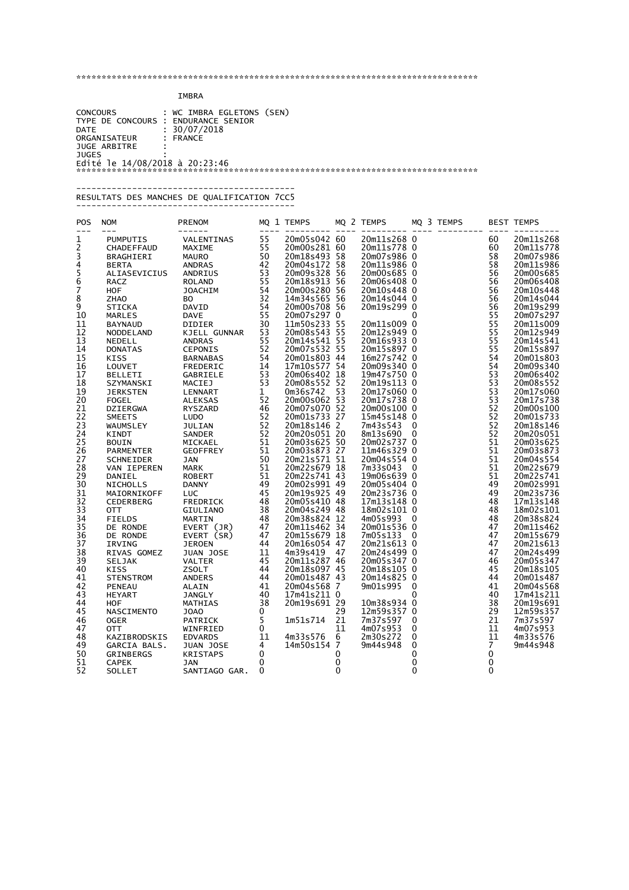************************************************************************************

IMBRA

CONCOURS : WC IMBRA EGLETONS (SEN)
TYPE DE CONCOURS : ENDURANCE SENIOR
DATE : 30/07/2018
ORGANISATEUR : FRANCE
JUGE ARBITRE :
JUGES :
Edité le 14/08/2018 à 20:23:46

************************************************************************************

---

RESULTATS DES MANCHES DE QUALIFICATION 7CC5

---

| POS | NOM | PRENOM | MQ 1 | TEMPS | MQ 2 | TEMPS | MQ 3 | TEMPS | BEST | TEMPS |
|---|---|---|---|---|---|---|---|---|---|---|
| 1 | PUMPUTIS | VALENTINAS | 55 | 20m05s042 | 60 | 20m11s268 | 0 | | 60 | 20m11s268 |
| 2 | CHADEFFAUD | MAXIME | 55 | 20m00s281 | 60 | 20m11s778 | 0 | | 60 | 20m11s778 |
| 3 | BRAGHIERI | MAURO | 50 | 20m18s493 | 58 | 20m07s986 | 0 | | 58 | 20m07s986 |
| 4 | BERTA | ANDRAS | 42 | 20m04s172 | 58 | 20m11s986 | 0 | | 58 | 20m11s986 |
| 5 | ALIASEVICIUS | ANDRIUS | 53 | 20m09s328 | 56 | 20m00s685 | 0 | | 56 | 20m00s685 |
| 6 | RACZ | ROLAND | 55 | 20m18s913 | 56 | 20m06s408 | 0 | | 56 | 20m06s408 |
| 7 | HOF | JOACHIM | 54 | 20m00s280 | 56 | 20m10s448 | 0 | | 56 | 20m10s448 |
| 8 | ZHAO | BO | 32 | 14m34s565 | 56 | 20m14s044 | 0 | | 56 | 20m14s044 |
| 9 | STICKA | DAVID | 54 | 20m00s708 | 56 | 20m19s299 | 0 | | 56 | 20m19s299 |
| 10 | MARLES | DAVE | 55 | 20m07s297 | 0 | | 0 | | 55 | 20m07s297 |
| 11 | BAYNAUD | DIDIER | 30 | 11m50s233 | 55 | 20m11s009 | 0 | | 55 | 20m11s009 |
| 12 | NODDELAND | KJELL GUNNAR | 53 | 20m08s543 | 55 | 20m12s949 | 0 | | 55 | 20m12s949 |
| 13 | NEDELL | ANDRAS | 55 | 20m14s541 | 55 | 20m16s933 | 0 | | 55 | 20m14s541 |
| 14 | DONATAS | CEPONIS | 52 | 20m07s532 | 55 | 20m15s897 | 0 | | 55 | 20m15s897 |
| 15 | KISS | BARNABAS | 54 | 20m01s803 | 44 | 16m27s742 | 0 | | 54 | 20m01s803 |
| 16 | LOUVET | FREDERIC | 14 | 17m10s577 | 54 | 20m09s340 | 0 | | 54 | 20m09s340 |
| 17 | BELLETI | GABRIELE | 53 | 20m06s402 | 18 | 19m47s750 | 0 | | 53 | 20m06s402 |
| 18 | SZYMANSKI | MACIEJ | 53 | 20m08s552 | 52 | 20m19s113 | 0 | | 53 | 20m08s552 |
| 19 | JERKSTEN | LENNART | 1 | 0m36s742 | 53 | 20m17s060 | 0 | | 53 | 20m17s060 |
| 20 | FOGEL | ALEKSAS | 52 | 20m00s062 | 53 | 20m17s738 | 0 | | 53 | 20m17s738 |
| 21 | DZIERGWA | RYSZARD | 46 | 20m07s070 | 52 | 20m00s100 | 0 | | 52 | 20m00s100 |
| 22 | SMEETS | LUDO | 52 | 20m01s733 | 27 | 15m45s148 | 0 | | 52 | 20m01s733 |
| 23 | WAUMSLEY | JULIAN | 52 | 20m18s146 | 2 | 7m43s543 | 0 | | 52 | 20m18s146 |
| 24 | KINDT | SANDER | 52 | 20m20s051 | 20 | 8m13s690 | 0 | | 52 | 20m20s051 |
| 25 | BOUIN | MICKAEL | 51 | 20m03s625 | 50 | 20m02s737 | 0 | | 51 | 20m03s625 |
| 26 | PARMENTER | GEOFFREY | 51 | 20m03s873 | 27 | 11m46s329 | 0 | | 51 | 20m03s873 |
| 27 | SCHNEIDER | JAN | 50 | 20m21s571 | 51 | 20m04s554 | 0 | | 51 | 20m04s554 |
| 28 | VAN IEPEREN | MARK | 51 | 20m22s679 | 18 | 7m33s043 | 0 | | 51 | 20m22s679 |
| 29 | DANIEL | ROBERT | 51 | 20m22s741 | 43 | 19m06s639 | 0 | | 51 | 20m22s741 |
| 30 | NICHOLLS | DANNY | 49 | 20m02s991 | 49 | 20m05s404 | 0 | | 49 | 20m02s991 |
| 31 | MAIORNIKOFF | LUC | 45 | 20m19s925 | 49 | 20m23s736 | 0 | | 49 | 20m23s736 |
| 32 | CEDERBERG | FREDRICK | 48 | 20m05s410 | 48 | 17m13s148 | 0 | | 48 | 17m13s148 |
| 33 | OTT | GIULIANO | 38 | 20m04s249 | 48 | 18m02s101 | 0 | | 48 | 18m02s101 |
| 34 | FIELDS | MARTIN | 48 | 20m38s824 | 12 | 4m05s993 | 0 | | 48 | 20m38s824 |
| 35 | DE RONDE | EVERT (JR) | 47 | 20m11s462 | 34 | 20m01s536 | 0 | | 47 | 20m11s462 |
| 36 | DE RONDE | EVERT (SR) | 47 | 20m15s679 | 18 | 7m05s133 | 0 | | 47 | 20m15s679 |
| 37 | IRVING | JEROEN | 44 | 20m16s054 | 47 | 20m21s613 | 0 | | 47 | 20m21s613 |
| 38 | RIVAS GOMEZ | JUAN JOSE | 11 | 4m39s419 | 47 | 20m24s499 | 0 | | 47 | 20m24s499 |
| 39 | SELJAK | VALTER | 45 | 20m11s287 | 46 | 20m05s347 | 0 | | 46 | 20m05s347 |
| 40 | KISS | ZSOLT | 44 | 20m18s097 | 45 | 20m18s105 | 0 | | 45 | 20m18s105 |
| 41 | STENSTROM | ANDERS | 44 | 20m01s487 | 43 | 20m14s825 | 0 | | 44 | 20m01s487 |
| 42 | PENEAU | ALAIN | 41 | 20m04s568 | 7 | 9m01s995 | 0 | | 41 | 20m04s568 |
| 43 | HEYART | JANGLY | 40 | 17m41s211 | 0 | | 0 | | 40 | 17m41s211 |
| 44 | HOF | MATHIAS | 38 | 20m19s691 | 29 | 10m38s934 | 0 | | 38 | 20m19s691 |
| 45 | NASCIMENTO | JOAO | 0 | | 29 | 12m59s357 | 0 | | 29 | 12m59s357 |
| 46 | OGER | PATRICK | 5 | 1m51s714 | 21 | 7m37s597 | 0 | | 21 | 7m37s597 |
| 47 | OTT | WINFRIED | 0 | | 11 | 4m07s953 | 0 | | 11 | 4m07s953 |
| 48 | KAZIBRODSKIS | EDVARDS | 11 | 4m33s576 | 6 | 2m30s272 | 0 | | 11 | 4m33s576 |
| 49 | GARCIA BALS. | JUAN JOSE | 4 | 14m50s154 | 7 | 9m44s948 | 0 | | 7 | 9m44s948 |
| 50 | GRINBERGS | KRISTAPS | 0 | | 0 | | 0 | | 0 | |
| 51 | CAPEK | JAN | 0 | | 0 | | 0 | | 0 | |
| 52 | SOLLET | SANTIAGO GAR. | 0 | | 0 | | 0 | | 0 | |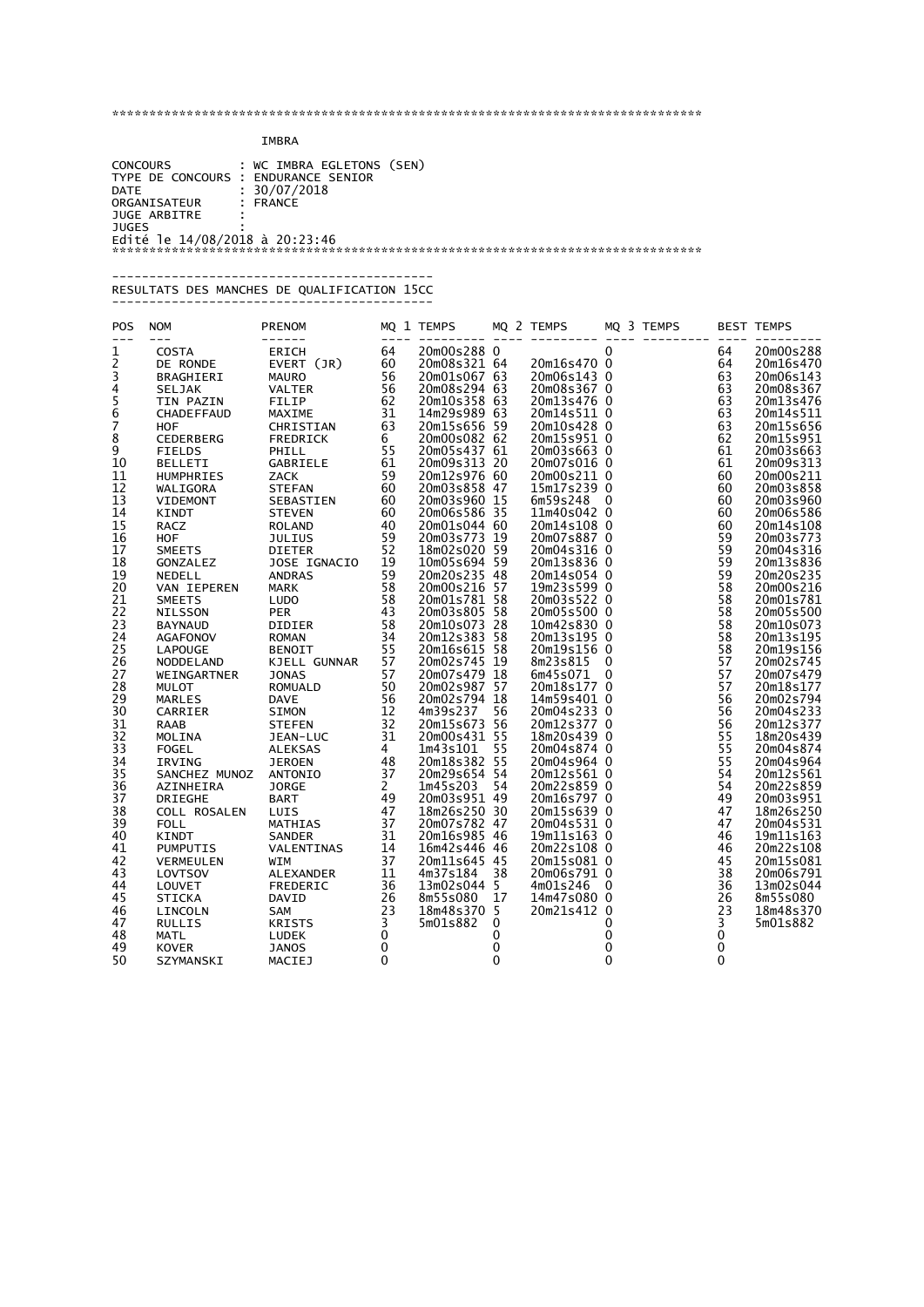**********************************************************************************

IMBRA

CONCOURS : WC IMBRA EGLETONS (SEN)
TYPE DE CONCOURS : ENDURANCE SENIOR
DATE : 30/07/2018
ORGANISATEUR : FRANCE
JUGE ARBITRE :
JUGES :
Edité le 14/08/2018 à 20:23:46

**********************************************************************************

## RESULTATS DES MANCHES DE QUALIFICATION 15CC

| POS | NOM | PRENOM | MQ 1 | TEMPS | MQ 2 | TEMPS | MQ 3 | TEMPS | BEST | TEMPS |
|---|---|---|---|---|---|---|---|---|---|---|
| 1 | COSTA | ERICH | 64 | 20m00s288 | 0 | | 0 | | 64 | 20m00s288 |
| 2 | DE RONDE | EVERT (JR) | 60 | 20m08s321 | 64 | 20m16s470 | 0 | | 64 | 20m16s470 |
| 3 | BRAGHIERI | MAURO | 56 | 20m01s067 | 63 | 20m06s143 | 0 | | 63 | 20m06s143 |
| 4 | SELJAK | VALTER | 56 | 20m08s294 | 63 | 20m08s367 | 0 | | 63 | 20m08s367 |
| 5 | TIN PAZIN | FILIP | 62 | 20m10s358 | 63 | 20m13s476 | 0 | | 63 | 20m13s476 |
| 6 | CHADEFFAUD | MAXIME | 31 | 14m29s989 | 63 | 20m14s511 | 0 | | 63 | 20m14s511 |
| 7 | HOF | CHRISTIAN | 63 | 20m15s656 | 59 | 20m10s428 | 0 | | 63 | 20m15s656 |
| 8 | CEDERBERG | FREDRICK | 6 | 20m00s082 | 62 | 20m15s951 | 0 | | 62 | 20m15s951 |
| 9 | FIELDS | PHILL | 55 | 20m05s437 | 61 | 20m03s663 | 0 | | 61 | 20m03s663 |
| 10 | BELLETI | GABRIELE | 61 | 20m09s313 | 20 | 20m07s016 | 0 | | 61 | 20m09s313 |
| 11 | HUMPHRIES | ZACK | 59 | 20m12s976 | 60 | 20m00s211 | 0 | | 60 | 20m00s211 |
| 12 | WALIGORA | STEFAN | 60 | 20m03s858 | 47 | 15m17s239 | 0 | | 60 | 20m03s858 |
| 13 | VIDEMONT | SEBASTIEN | 60 | 20m03s960 | 15 | 6m59s248 | 0 | | 60 | 20m03s960 |
| 14 | KINDT | STEVEN | 60 | 20m06s586 | 35 | 11m40s042 | 0 | | 60 | 20m06s586 |
| 15 | RACZ | ROLAND | 40 | 20m01s044 | 60 | 20m14s108 | 0 | | 60 | 20m14s108 |
| 16 | HOF | JULIUS | 59 | 20m03s773 | 19 | 20m07s887 | 0 | | 59 | 20m03s773 |
| 17 | SMEETS | DIETER | 52 | 18m02s020 | 59 | 20m04s316 | 0 | | 59 | 20m04s316 |
| 18 | GONZALEZ | JOSE IGNACIO | 19 | 10m05s694 | 59 | 20m13s836 | 0 | | 59 | 20m13s836 |
| 19 | NEDELL | ANDRAS | 59 | 20m20s235 | 48 | 20m14s054 | 0 | | 59 | 20m20s235 |
| 20 | VAN IEPEREN | MARK | 58 | 20m00s216 | 57 | 19m23s599 | 0 | | 58 | 20m00s216 |
| 21 | SMEETS | LUDO | 58 | 20m01s781 | 58 | 20m03s522 | 0 | | 58 | 20m01s781 |
| 22 | NILSSON | PER | 43 | 20m03s805 | 58 | 20m05s500 | 0 | | 58 | 20m05s500 |
| 23 | BAYNAUD | DIDIER | 58 | 20m10s073 | 28 | 10m42s830 | 0 | | 58 | 20m10s073 |
| 24 | AGAFONOV | ROMAN | 34 | 20m12s383 | 58 | 20m13s195 | 0 | | 58 | 20m13s195 |
| 25 | LAPOUGE | BENOIT | 55 | 20m16s615 | 58 | 20m19s156 | 0 | | 58 | 20m19s156 |
| 26 | NODDELAND | KJELL GUNNAR | 57 | 20m02s745 | 19 | 8m23s815 | 0 | | 57 | 20m02s745 |
| 27 | WEINGARTNER | JONAS | 57 | 20m07s479 | 18 | 6m45s071 | 0 | | 57 | 20m07s479 |
| 28 | MULOT | ROMUALD | 50 | 20m02s987 | 57 | 20m18s177 | 0 | | 57 | 20m18s177 |
| 29 | MARLES | DAVE | 56 | 20m02s794 | 18 | 14m59s401 | 0 | | 56 | 20m02s794 |
| 30 | CARRIER | SIMON | 12 | 4m39s237 | 56 | 20m04s233 | 0 | | 56 | 20m04s233 |
| 31 | RAAB | STEFEN | 32 | 20m15s673 | 56 | 20m12s377 | 0 | | 56 | 20m12s377 |
| 32 | MOLINA | JEAN-LUC | 31 | 20m00s431 | 55 | 18m20s439 | 0 | | 55 | 18m20s439 |
| 33 | FOGEL | ALEKSAS | 4 | 1m43s101 | 55 | 20m04s874 | 0 | | 55 | 20m04s874 |
| 34 | IRVING | JEROEN | 48 | 20m18s382 | 55 | 20m04s964 | 0 | | 55 | 20m04s964 |
| 35 | SANCHEZ MUNOZ | ANTONIO | 37 | 20m29s654 | 54 | 20m12s561 | 0 | | 54 | 20m12s561 |
| 36 | AZINHEIRA | JORGE | 2 | 1m45s203 | 54 | 20m22s859 | 0 | | 54 | 20m22s859 |
| 37 | DRIEGHE | BART | 49 | 20m03s951 | 49 | 20m16s797 | 0 | | 49 | 20m03s951 |
| 38 | COLL ROSALEN | LUIS | 47 | 18m26s250 | 30 | 20m15s639 | 0 | | 47 | 18m26s250 |
| 39 | FOLL | MATHIAS | 37 | 20m07s782 | 47 | 20m04s531 | 0 | | 47 | 20m04s531 |
| 40 | KINDT | SANDER | 31 | 20m16s985 | 46 | 19m11s163 | 0 | | 46 | 19m11s163 |
| 41 | PUMPUTIS | VALENTINAS | 14 | 16m42s446 | 46 | 20m22s108 | 0 | | 46 | 20m22s108 |
| 42 | VERMEULEN | WIM | 37 | 20m11s645 | 45 | 20m15s081 | 0 | | 45 | 20m15s081 |
| 43 | LOVTSOV | ALEXANDER | 11 | 4m37s184 | 38 | 20m06s791 | 0 | | 38 | 20m06s791 |
| 44 | LOUVET | FREDERIC | 36 | 13m02s044 | 5 | 4m01s246 | 0 | | 36 | 13m02s044 |
| 45 | STICKA | DAVID | 26 | 8m55s080 | 17 | 14m47s080 | 0 | | 26 | 8m55s080 |
| 46 | LINCOLN | SAM | 23 | 18m48s370 | 5 | 20m21s412 | 0 | | 23 | 18m48s370 |
| 47 | RULLIS | KRISTS | 3 | 5m01s882 | 0 | | 0 | | 3 | 5m01s882 |
| 48 | MATL | LUDEK | 0 | | 0 | | 0 | | 0 | |
| 49 | KOVER | JANOS | 0 | | 0 | | 0 | | 0 | |
| 50 | SZYMANSKI | MACIEJ | 0 | | 0 | | 0 | | 0 | |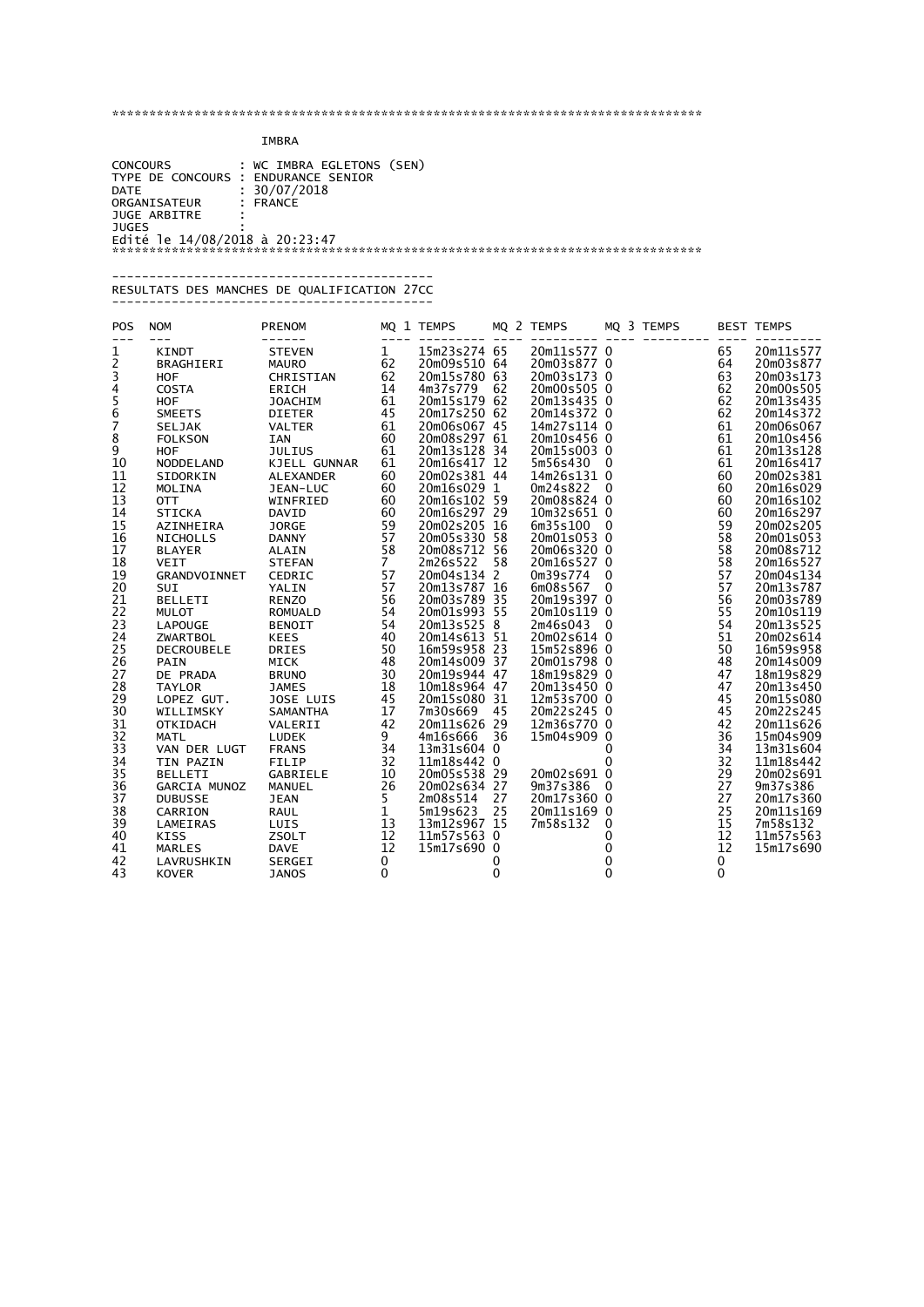****************************************************************************************

IMBRA

CONCOURS : WC IMBRA EGLETONS (SEN)
TYPE DE CONCOURS : ENDURANCE SENIOR
DATE : 30/07/2018
ORGANISATEUR : FRANCE
JUGE ARBITRE :
JUGES :
Edité le 14/08/2018 à 20:23:47
****************************************************************************************

RESULTATS DES MANCHES DE QUALIFICATION 27CC

| POS | NOM | PRENOM | MQ 1 | TEMPS | MQ 2 | TEMPS | MQ 3 | TEMPS | BEST | TEMPS |
|---|---|---|---|---|---|---|---|---|---|---|
| 1 | KINDT | STEVEN | 1 | 15m23s274 | 65 | 20m11s577 | 0 | | 65 | 20m11s577 |
| 2 | BRAGHIERI | MAURO | 62 | 20m09s510 | 64 | 20m03s877 | 0 | | 64 | 20m03s877 |
| 3 | HOF | CHRISTIAN | 62 | 20m15s780 | 63 | 20m03s173 | 0 | | 63 | 20m03s173 |
| 4 | COSTA | ERICH | 14 | 4m37s779 | 62 | 20m00s505 | 0 | | 62 | 20m00s505 |
| 5 | HOF | JOACHIM | 61 | 20m15s179 | 62 | 20m13s435 | 0 | | 62 | 20m13s435 |
| 6 | SMEETS | DIETER | 45 | 20m17s250 | 62 | 20m14s372 | 0 | | 62 | 20m14s372 |
| 7 | SELJAK | VALTER | 61 | 20m06s067 | 45 | 14m27s114 | 0 | | 61 | 20m06s067 |
| 8 | FOLKSON | IAN | 60 | 20m08s297 | 61 | 20m10s456 | 0 | | 61 | 20m10s456 |
| 9 | HOF | JULIUS | 61 | 20m13s128 | 34 | 20m15s003 | 0 | | 61 | 20m13s128 |
| 10 | NODDELAND | KJELL GUNNAR | 61 | 20m16s417 | 12 | 5m56s430 | 0 | | 61 | 20m16s417 |
| 11 | SIDORKIN | ALEXANDER | 60 | 20m02s381 | 44 | 14m26s131 | 0 | | 60 | 20m02s381 |
| 12 | MOLINA | JEAN-LUC | 60 | 20m16s029 | 1 | 0m24s822 | 0 | | 60 | 20m16s029 |
| 13 | OTT | WINFRIED | 60 | 20m16s102 | 59 | 20m08s824 | 0 | | 60 | 20m16s102 |
| 14 | STICKA | DAVID | 60 | 20m16s297 | 29 | 10m32s651 | 0 | | 60 | 20m16s297 |
| 15 | AZINHEIRA | JORGE | 59 | 20m02s205 | 16 | 6m35s100 | 0 | | 59 | 20m02s205 |
| 16 | NICHOLLS | DANNY | 57 | 20m05s330 | 58 | 20m01s053 | 0 | | 58 | 20m01s053 |
| 17 | BLAYER | ALAIN | 58 | 20m08s712 | 56 | 20m06s320 | 0 | | 58 | 20m08s712 |
| 18 | VEIT | STEFAN | 7 | 2m26s522 | 58 | 20m16s527 | 0 | | 58 | 20m16s527 |
| 19 | GRANDVOINNET | CEDRIC | 57 | 20m04s134 | 2 | 0m39s774 | 0 | | 57 | 20m04s134 |
| 20 | SUI | YALIN | 57 | 20m13s787 | 16 | 6m08s567 | 0 | | 57 | 20m13s787 |
| 21 | BELLETI | RENZO | 56 | 20m03s789 | 35 | 20m19s397 | 0 | | 56 | 20m03s789 |
| 22 | MULOT | ROMUALD | 54 | 20m01s993 | 55 | 20m10s119 | 0 | | 55 | 20m10s119 |
| 23 | LAPOUGE | BENOIT | 54 | 20m13s525 | 8 | 2m46s043 | 0 | | 54 | 20m13s525 |
| 24 | ZWARTBOL | KEES | 40 | 20m14s613 | 51 | 20m02s614 | 0 | | 51 | 20m02s614 |
| 25 | DECROUBELE | DRIES | 50 | 16m59s958 | 23 | 15m52s896 | 0 | | 50 | 16m59s958 |
| 26 | PAIN | MICK | 48 | 20m14s009 | 37 | 20m01s798 | 0 | | 48 | 20m14s009 |
| 27 | DE PRADA | BRUNO | 30 | 20m19s944 | 47 | 18m19s829 | 0 | | 47 | 18m19s829 |
| 28 | TAYLOR | JAMES | 18 | 10m18s964 | 47 | 20m13s450 | 0 | | 47 | 20m13s450 |
| 29 | LOPEZ GUT. | JOSE LUIS | 45 | 20m15s080 | 31 | 12m53s700 | 0 | | 45 | 20m15s080 |
| 30 | WILLIMSKY | SAMANTHA | 17 | 7m30s669 | 45 | 20m22s245 | 0 | | 45 | 20m22s245 |
| 31 | OTKIDACH | VALERII | 42 | 20m11s626 | 29 | 12m36s770 | 0 | | 42 | 20m11s626 |
| 32 | MATL | LUDEK | 9 | 4m16s666 | 36 | 15m04s909 | 0 | | 36 | 15m04s909 |
| 33 | VAN DER LUGT | FRANS | 34 | 13m31s604 | 0 | | 0 | | 34 | 13m31s604 |
| 34 | TIN PAZIN | FILIP | 32 | 11m18s442 | 0 | | 0 | | 32 | 11m18s442 |
| 35 | BELLETI | GABRIELE | 10 | 20m05s538 | 29 | 20m02s691 | 0 | | 29 | 20m02s691 |
| 36 | GARCIA MUNOZ | MANUEL | 26 | 20m02s634 | 27 | 9m37s386 | 0 | | 27 | 9m37s386 |
| 37 | DUBUSSE | JEAN | 5 | 2m08s514 | 27 | 20m17s360 | 0 | | 27 | 20m17s360 |
| 38 | CARRION | RAUL | 1 | 5m19s623 | 25 | 20m11s169 | 0 | | 25 | 20m11s169 |
| 39 | LAMEIRAS | LUIS | 13 | 13m12s967 | 15 | 7m58s132 | 0 | | 15 | 7m58s132 |
| 40 | KISS | ZSOLT | 12 | 11m57s563 | 0 | | 0 | | 12 | 11m57s563 |
| 41 | MARLES | DAVE | 12 | 15m17s690 | 0 | | 0 | | 12 | 15m17s690 |
| 42 | LAVRUSHKIN | SERGEI | 0 | | 0 | | 0 | | 0 | |
| 43 | KOVER | JANOS | 0 | | 0 | | 0 | | 0 | |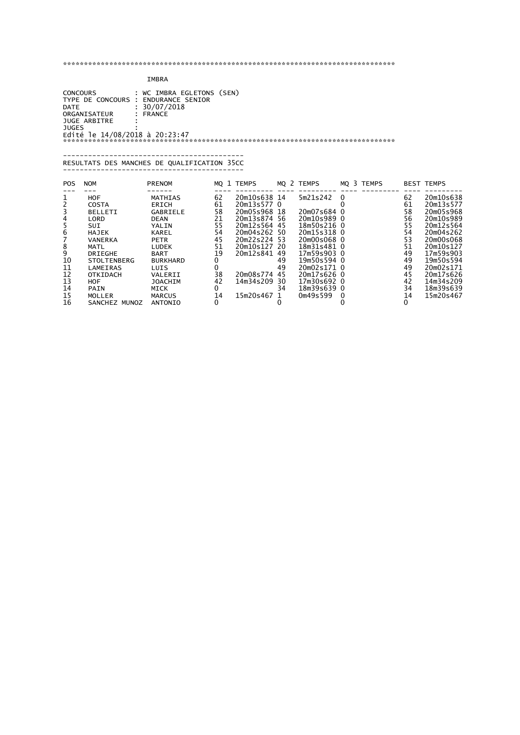********************************************************************************

IMBRA

CONCOURS : WC IMBRA EGLETONS (SEN)
TYPE DE CONCOURS : ENDURANCE SENIOR
DATE : 30/07/2018
ORGANISATEUR : FRANCE
JUGE ARBITRE :
JUGES :
Edité le 14/08/2018 à 20:23:47

********************************************************************************

## RESULTATS DES MANCHES DE QUALIFICATION 35CC

| POS | NOM | PRENOM | MQ 1 | TEMPS | MQ 2 | TEMPS | MQ 3 | TEMPS | BEST | TEMPS |
|---|---|---|---|---|---|---|---|---|---|---|
| 1 | HOF | MATHIAS | 62 | 20m10s638 | 14 | 5m21s242 | 0 | | 62 | 20m10s638 |
| 2 | COSTA | ERICH | 61 | 20m13s577 | 0 | | 0 | | 61 | 20m13s577 |
| 3 | BELLETI | GABRIELE | 58 | 20m05s968 | 18 | 20m07s684 | 0 | | 58 | 20m05s968 |
| 4 | LORD | DEAN | 21 | 20m13s874 | 56 | 20m10s989 | 0 | | 56 | 20m10s989 |
| 5 | SUI | YALIN | 55 | 20m12s564 | 45 | 18m50s216 | 0 | | 55 | 20m12s564 |
| 6 | HAJEK | KAREL | 54 | 20m04s262 | 50 | 20m15s318 | 0 | | 54 | 20m04s262 |
| 7 | VANERKA | PETR | 45 | 20m22s224 | 53 | 20m00s068 | 0 | | 53 | 20m00s068 |
| 8 | MATL | LUDEK | 51 | 20m10s127 | 20 | 18m31s481 | 0 | | 51 | 20m10s127 |
| 9 | DRIEGHE | BART | 19 | 20m12s841 | 49 | 17m59s903 | 0 | | 49 | 17m59s903 |
| 10 | STOLTENBERG | BURKHARD | 0 | | 49 | 19m50s594 | 0 | | 49 | 19m50s594 |
| 11 | LAMEIRAS | LUIS | 0 | | 49 | 20m02s171 | 0 | | 49 | 20m02s171 |
| 12 | OTKIDACH | VALERII | 38 | 20m08s774 | 45 | 20m17s626 | 0 | | 45 | 20m17s626 |
| 13 | HOF | JOACHIM | 42 | 14m34s209 | 30 | 17m30s692 | 0 | | 42 | 14m34s209 |
| 14 | PAIN | MICK | 0 | | 34 | 18m39s639 | 0 | | 34 | 18m39s639 |
| 15 | MOLLER | MARCUS | 14 | 15m20s467 | 1 | 0m49s599 | 0 | | 14 | 15m20s467 |
| 16 | SANCHEZ MUNOZ | ANTONIO | 0 | | 0 | | 0 | | 0 | |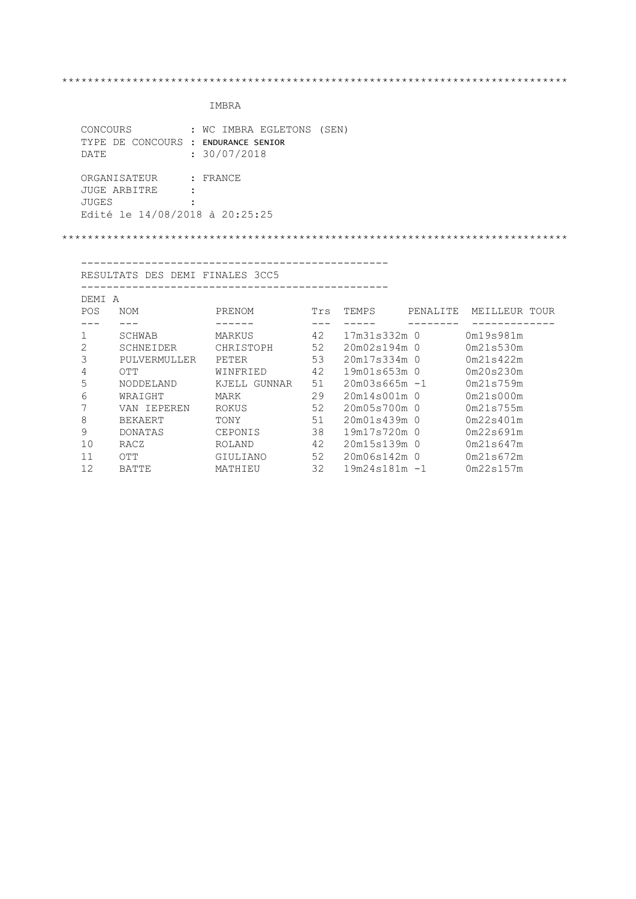```
********************************************************************************
```

IMBRA

CONCOURS : WC IMBRA EGLETONS (SEN)
TYPE DE CONCOURS : ENDURANCE SENIOR
DATE : 30/07/2018

ORGANISATEUR : FRANCE
JUGE ARBITRE :
JUGES :
Edité le 14/08/2018 à 20:25:25

```
********************************************************************************
```

## RESULTATS DES DEMI FINALES 3CC5

### DEMI A

| POS | NOM | PRENOM | Trs | TEMPS | PENALITE | MEILLEUR TOUR |
|---|---|---|---|---|---|---|
| 1 | SCHWAB | MARKUS | 42 | 17m31s332m | 0 | 0m19s981m |
| 2 | SCHNEIDER | CHRISTOPH | 52 | 20m02s194m | 0 | 0m21s530m |
| 3 | PULVERMULLER | PETER | 53 | 20m17s334m | 0 | 0m21s422m |
| 4 | OTT | WINFRIED | 42 | 19m01s653m | 0 | 0m20s230m |
| 5 | NODDELAND | KJELL GUNNAR | 51 | 20m03s665m | -1 | 0m21s759m |
| 6 | WRAIGHT | MARK | 29 | 20m14s001m | 0 | 0m21s000m |
| 7 | VAN IEPEREN | ROKUS | 52 | 20m05s700m | 0 | 0m21s755m |
| 8 | BEKAERT | TONY | 51 | 20m01s439m | 0 | 0m22s401m |
| 9 | DONATAS | CEPONIS | 38 | 19m17s720m | 0 | 0m22s691m |
| 10 | RACZ | ROLAND | 42 | 20m15s139m | 0 | 0m21s647m |
| 11 | OTT | GIULIANO | 52 | 20m06s142m | 0 | 0m21s672m |
| 12 | BATTE | MATHIEU | 32 | 19m24s181m | -1 | 0m22s157m |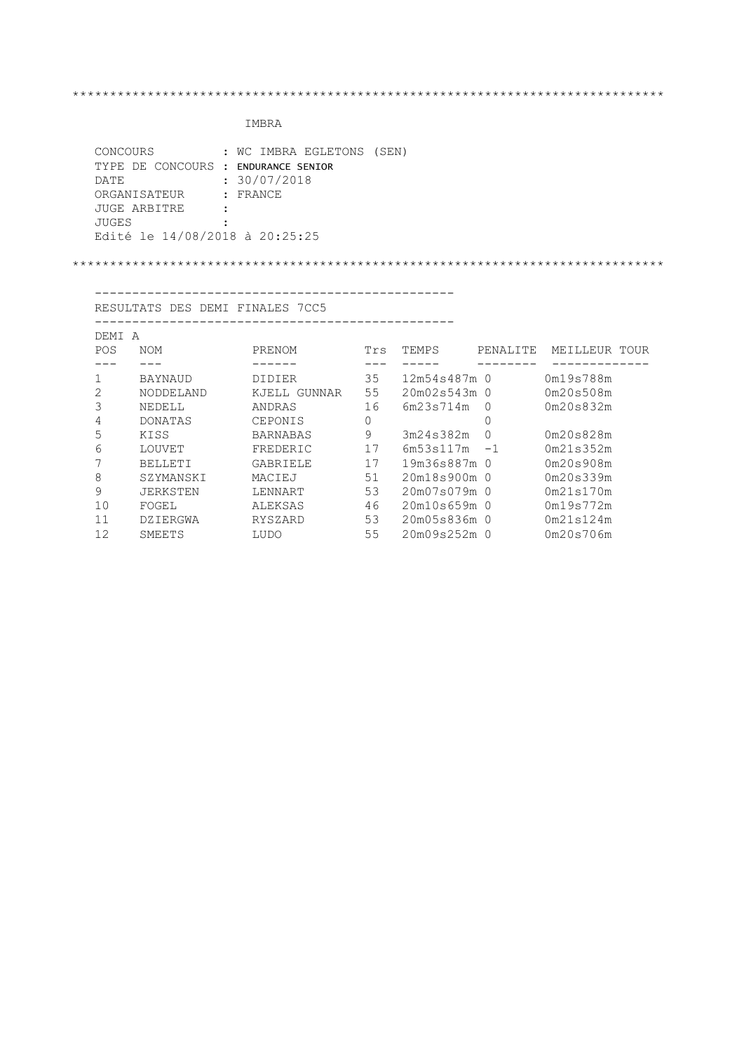*****************************************************************************

IMBRA

CONCOURS : WC IMBRA EGLETONS (SEN)
TYPE DE CONCOURS : ENDURANCE SENIOR
DATE : 30/07/2018
ORGANISATEUR : FRANCE
JUGE ARBITRE :
JUGES :
Edité le 14/08/2018 à 20:25:25

*****************************************************************************

## RESULTATS DES DEMI FINALES 7CC5

DEMI A

| POS | NOM | PRENOM | Trs | TEMPS | PENALITE | MEILLEUR TOUR |
|---|---|---|---|---|---|---|
| 1 | BAYNAUD | DIDIER | 35 | 12m54s487m | 0 | 0m19s788m |
| 2 | NODDELAND | KJELL GUNNAR | 55 | 20m02s543m | 0 | 0m20s508m |
| 3 | NEDELL | ANDRAS | 16 | 6m23s714m | 0 | 0m20s832m |
| 4 | DONATAS | CEPONIS | 0 | | 0 | |
| 5 | KISS | BARNABAS | 9 | 3m24s382m | 0 | 0m20s828m |
| 6 | LOUVET | FREDERIC | 17 | 6m53s117m | -1 | 0m21s352m |
| 7 | BELLETI | GABRIELE | 17 | 19m36s887m | 0 | 0m20s908m |
| 8 | SZYMANSKI | MACIEJ | 51 | 20m18s900m | 0 | 0m20s339m |
| 9 | JERKSTEN | LENNART | 53 | 20m07s079m | 0 | 0m21s170m |
| 10 | FOGEL | ALEKSAS | 46 | 20m10s659m | 0 | 0m19s772m |
| 11 | DZIERGWA | RYSZARD | 53 | 20m05s836m | 0 | 0m21s124m |
| 12 | SMEETS | LUDO | 55 | 20m09s252m | 0 | 0m20s706m |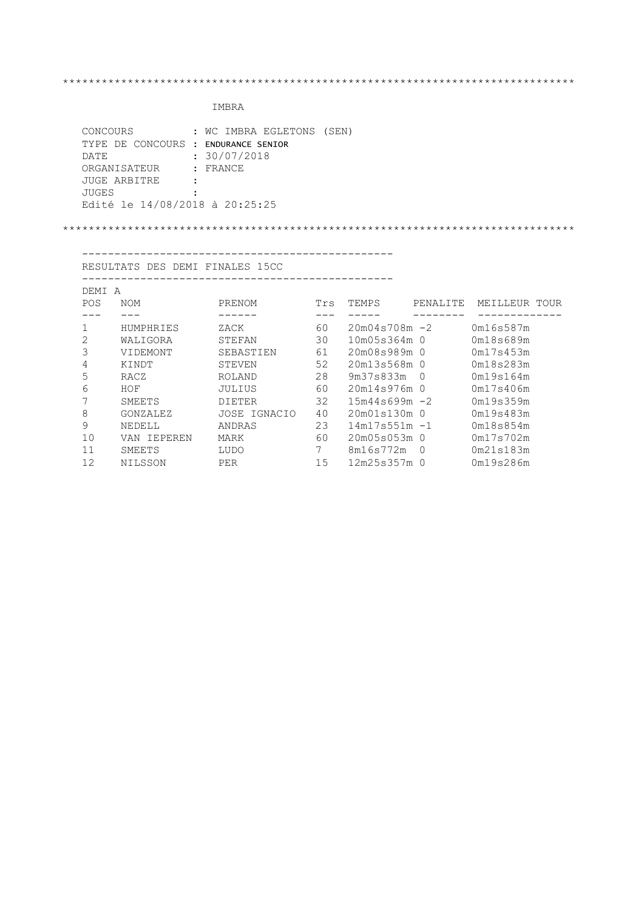****************************************************************************

IMBRA

CONCOURS : WC IMBRA EGLETONS (SEN)
TYPE DE CONCOURS : ENDURANCE SENIOR
DATE : 30/07/2018
ORGANISATEUR : FRANCE
JUGE ARBITRE :
JUGES :
Edité le 14/08/2018 à 20:25:25

****************************************************************************

## RESULTATS DES DEMI FINALES 15CC

DEMI A

| POS | NOM | PRENOM | Trs | TEMPS | PENALITE | MEILLEUR TOUR |
|---|---|---|---|---|---|---|
| 1 | HUMPHRIES | ZACK | 60 | 20m04s708m | -2 | 0m16s587m |
| 2 | WALIGORA | STEFAN | 30 | 10m05s364m | 0 | 0m18s689m |
| 3 | VIDEMONT | SEBASTIEN | 61 | 20m08s989m | 0 | 0m17s453m |
| 4 | KINDT | STEVEN | 52 | 20m13s568m | 0 | 0m18s283m |
| 5 | RACZ | ROLAND | 28 | 9m37s833m | 0 | 0m19s164m |
| 6 | HOF | JULIUS | 60 | 20m14s976m | 0 | 0m17s406m |
| 7 | SMEETS | DIETER | 32 | 15m44s699m | -2 | 0m19s359m |
| 8 | GONZALEZ | JOSE IGNACIO | 40 | 20m01s130m | 0 | 0m19s483m |
| 9 | NEDELL | ANDRAS | 23 | 14m17s551m | -1 | 0m18s854m |
| 10 | VAN IEPEREN | MARK | 60 | 20m05s053m | 0 | 0m17s702m |
| 11 | SMEETS | LUDO | 7 | 8m16s772m | 0 | 0m21s183m |
| 12 | NILSSON | PER | 15 | 12m25s357m | 0 | 0m19s286m |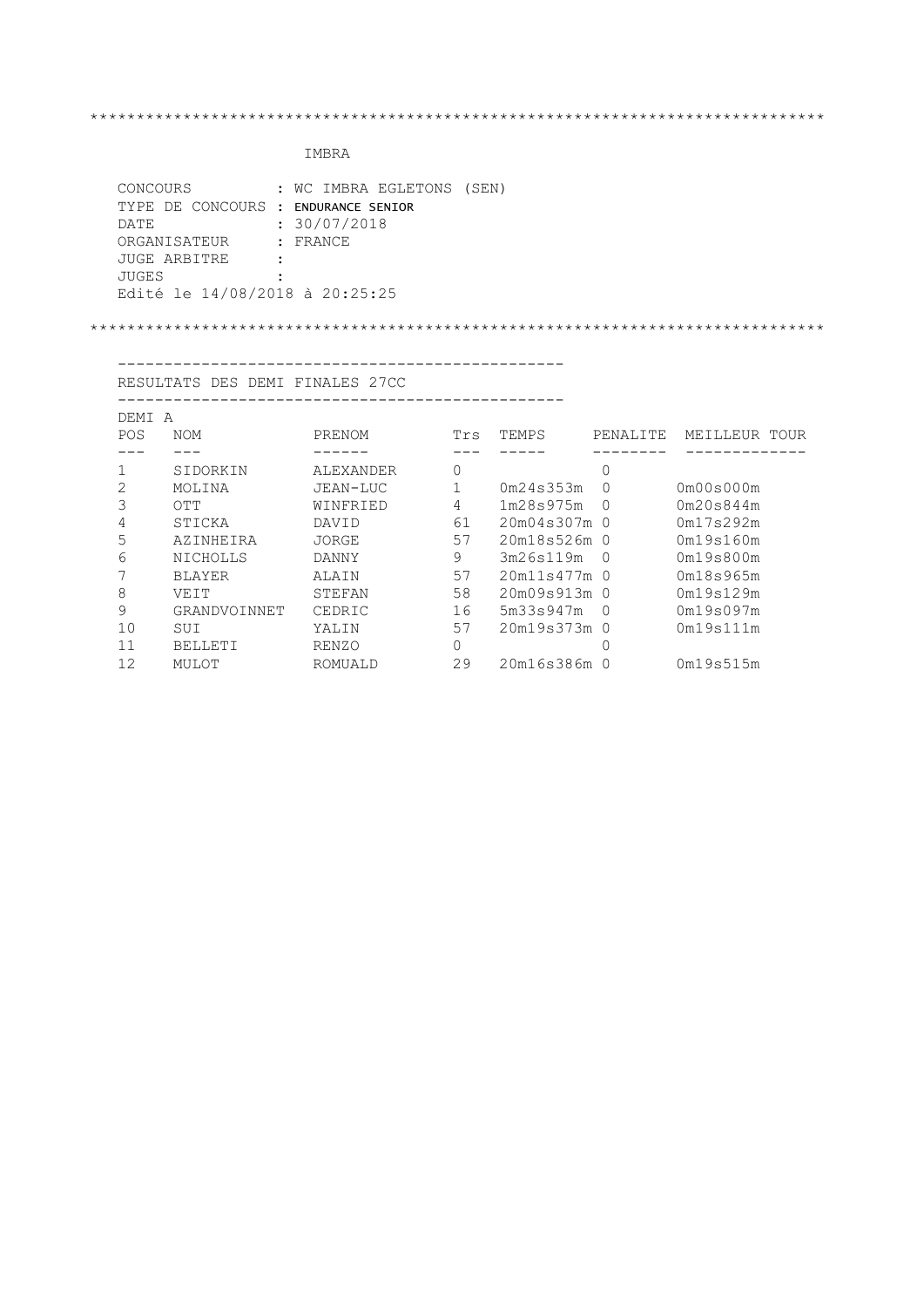*******************************************************************************

IMBRA

CONCOURS : WC IMBRA EGLETONS (SEN)
TYPE DE CONCOURS : ENDURANCE SENIOR
DATE : 30/07/2018
ORGANISATEUR : FRANCE
JUGE ARBITRE :
JUGES :
Edité le 14/08/2018 à 20:25:25

*******************************************************************************

## RESULTATS DES DEMI FINALES 27CC

DEMI A

| POS | NOM | PRENOM | Trs | TEMPS | PENALITE | MEILLEUR TOUR |
|---|---|---|---|---|---|---|
| 1 | SIDORKIN | ALEXANDER | 0 | | 0 | |
| 2 | MOLINA | JEAN-LUC | 1 | 0m24s353m | 0 | 0m00s000m |
| 3 | OTT | WINFRIED | 4 | 1m28s975m | 0 | 0m20s844m |
| 4 | STICKA | DAVID | 61 | 20m04s307m | 0 | 0m17s292m |
| 5 | AZINHEIRA | JORGE | 57 | 20m18s526m | 0 | 0m19s160m |
| 6 | NICHOLLS | DANNY | 9 | 3m26s119m | 0 | 0m19s800m |
| 7 | BLAYER | ALAIN | 57 | 20m11s477m | 0 | 0m18s965m |
| 8 | VEIT | STEFAN | 58 | 20m09s913m | 0 | 0m19s129m |
| 9 | GRANDVOINNET | CEDRIC | 16 | 5m33s947m | 0 | 0m19s097m |
| 10 | SUI | YALIN | 57 | 20m19s373m | 0 | 0m19s111m |
| 11 | BELLETI | RENZO | 0 | | 0 | |
| 12 | MULOT | ROMUALD | 29 | 20m16s386m | 0 | 0m19s515m |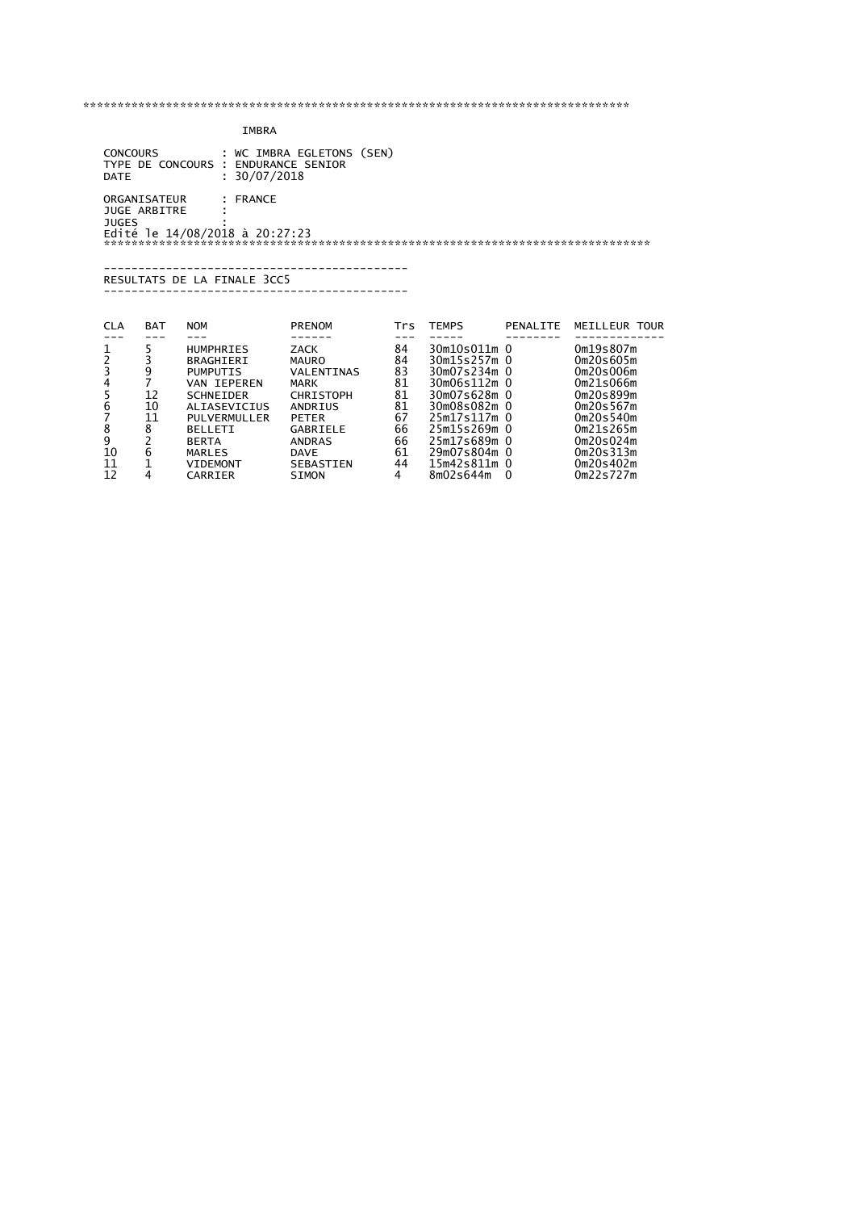*************************************************************************************

IMBRA

CONCOURS : WC IMBRA EGLETONS (SEN)
TYPE DE CONCOURS : ENDURANCE SENIOR
DATE : 30/07/2018

ORGANISATEUR : FRANCE
JUGE ARBITRE :
JUGES :
Edité le 14/08/2018 à 20:27:23

*************************************************************************************

---

RESULTATS DE LA FINALE 3CC5

---

| CLA | BAT | NOM | PRENOM | Trs | TEMPS | PENALITE | MEILLEUR TOUR |
|---|---|---|---|---|---|---|---|
| 1 | 5 | HUMPHRIES | ZACK | 84 | 30m10s011m | 0 | 0m19s807m |
| 2 | 3 | BRAGHIERI | MAURO | 84 | 30m15s257m | 0 | 0m20s605m |
| 3 | 9 | PUMPUTIS | VALENTINAS | 83 | 30m07s234m | 0 | 0m20s006m |
| 4 | 7 | VAN IEPEREN | MARK | 81 | 30m06s112m | 0 | 0m21s066m |
| 5 | 12 | SCHNEIDER | CHRISTOPH | 81 | 30m07s628m | 0 | 0m20s899m |
| 6 | 10 | ALIASEVICIUS | ANDRIUS | 81 | 30m08s082m | 0 | 0m20s567m |
| 7 | 11 | PULVERMULLER | PETER | 67 | 25m17s117m | 0 | 0m20s540m |
| 8 | 8 | BELLETI | GABRIELE | 66 | 25m15s269m | 0 | 0m21s265m |
| 9 | 2 | BERTA | ANDRAS | 66 | 25m17s689m | 0 | 0m20s024m |
| 10 | 6 | MARLES | DAVE | 61 | 29m07s804m | 0 | 0m20s313m |
| 11 | 1 | VIDEMONT | SEBASTIEN | 44 | 15m42s811m | 0 | 0m20s402m |
| 12 | 4 | CARRIER | SIMON | 4 | 8m02s644m | 0 | 0m22s727m |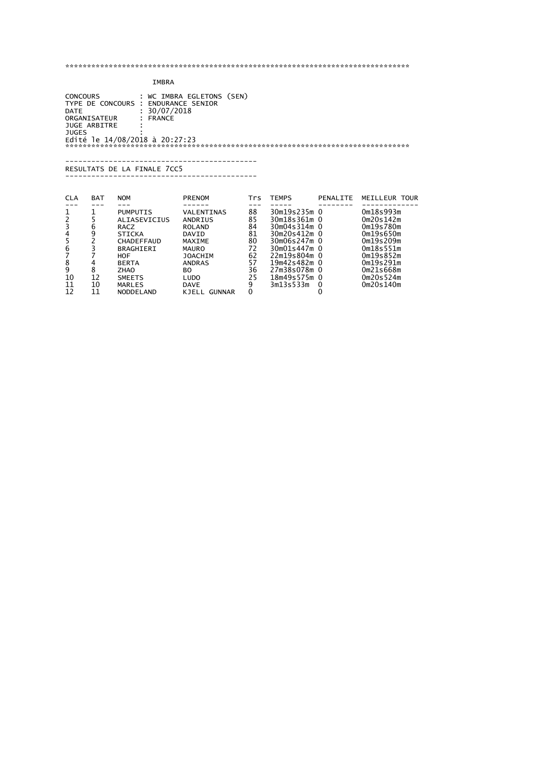************************************************************************************

IMBRA

CONCOURS : WC IMBRA EGLETONS (SEN)
TYPE DE CONCOURS : ENDURANCE SENIOR
DATE : 30/07/2018
ORGANISATEUR : FRANCE
JUGE ARBITRE :
JUGES :
Edité le 14/08/2018 à 20:27:23

************************************************************************************

---

RESULTATS DE LA FINALE 7CC5

---

| CLA | BAT | NOM | PRENOM | Trs | TEMPS | PENALITE | MEILLEUR TOUR |
|---|---|---|---|---|---|---|---|
| 1 | 1 | PUMPUTIS | VALENTINAS | 88 | 30m19s235m | 0 | 0m18s993m |
| 2 | 5 | ALIASEVICIUS | ANDRIUS | 85 | 30m18s361m | 0 | 0m20s142m |
| 3 | 6 | RACZ | ROLAND | 84 | 30m04s314m | 0 | 0m19s780m |
| 4 | 9 | STICKA | DAVID | 81 | 30m20s412m | 0 | 0m19s650m |
| 5 | 2 | CHADEFFAUD | MAXIME | 80 | 30m06s247m | 0 | 0m19s209m |
| 6 | 3 | BRAGHIERI | MAURO | 72 | 30m01s447m | 0 | 0m18s551m |
| 7 | 7 | HOF | JOACHIM | 62 | 22m19s804m | 0 | 0m19s852m |
| 8 | 4 | BERTA | ANDRAS | 57 | 19m42s482m | 0 | 0m19s291m |
| 9 | 8 | ZHAO | BO | 36 | 27m38s078m | 0 | 0m21s668m |
| 10 | 12 | SMEETS | LUDO | 25 | 18m49s575m | 0 | 0m20s524m |
| 11 | 10 | MARLES | DAVE | 9 | 3m13s533m | 0 | 0m20s140m |
| 12 | 11 | NODDELAND | KJELL GUNNAR | 0 | | 0 | |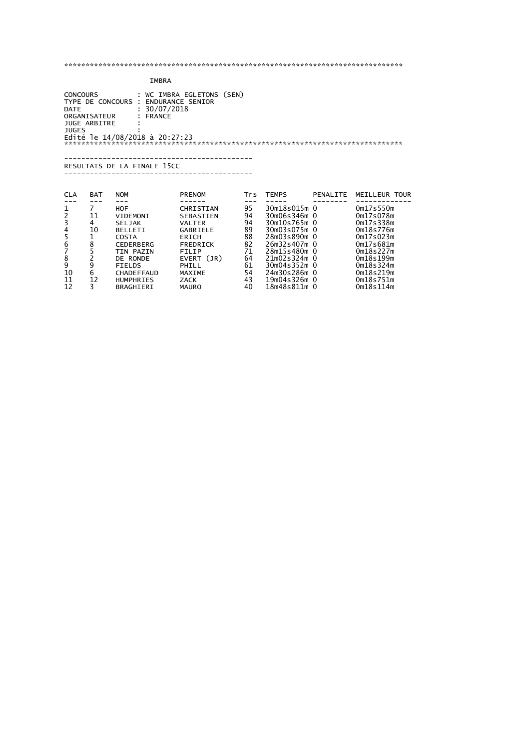**********************************************************************************

IMBRA

CONCOURS : WC IMBRA EGLETONS (SEN)
TYPE DE CONCOURS : ENDURANCE SENIOR
DATE : 30/07/2018
ORGANISATEUR : FRANCE
JUGE ARBITRE :
JUGES :
Edité le 14/08/2018 à 20:27:23

**********************************************************************************

---

RESULTATS DE LA FINALE 15CC

---

| CLA | BAT | NOM | PRENOM | Trs | TEMPS | PENALITE | MEILLEUR TOUR |
|---|---|---|---|---|---|---|---|
| 1 | 7 | HOF | CHRISTIAN | 95 | 30m18s015m | 0 | 0m17s550m |
| 2 | 11 | VIDEMONT | SEBASTIEN | 94 | 30m06s346m | 0 | 0m17s078m |
| 3 | 4 | SELJAK | VALTER | 94 | 30m10s765m | 0 | 0m17s338m |
| 4 | 10 | BELLETI | GABRIELE | 89 | 30m03s075m | 0 | 0m18s776m |
| 5 | 1 | COSTA | ERICH | 88 | 28m03s890m | 0 | 0m17s023m |
| 6 | 8 | CEDERBERG | FREDRICK | 82 | 26m32s407m | 0 | 0m17s681m |
| 7 | 5 | TIN PAZIN | FILIP | 71 | 28m15s480m | 0 | 0m18s227m |
| 8 | 2 | DE RONDE | EVERT (JR) | 64 | 21m02s324m | 0 | 0m18s199m |
| 9 | 9 | FIELDS | PHILL | 61 | 30m04s352m | 0 | 0m18s324m |
| 10 | 6 | CHADEFFAUD | MAXIME | 54 | 24m30s286m | 0 | 0m18s219m |
| 11 | 12 | HUMPHRIES | ZACK | 43 | 19m04s326m | 0 | 0m18s751m |
| 12 | 3 | BRAGHIERI | MAURO | 40 | 18m48s811m | 0 | 0m18s114m |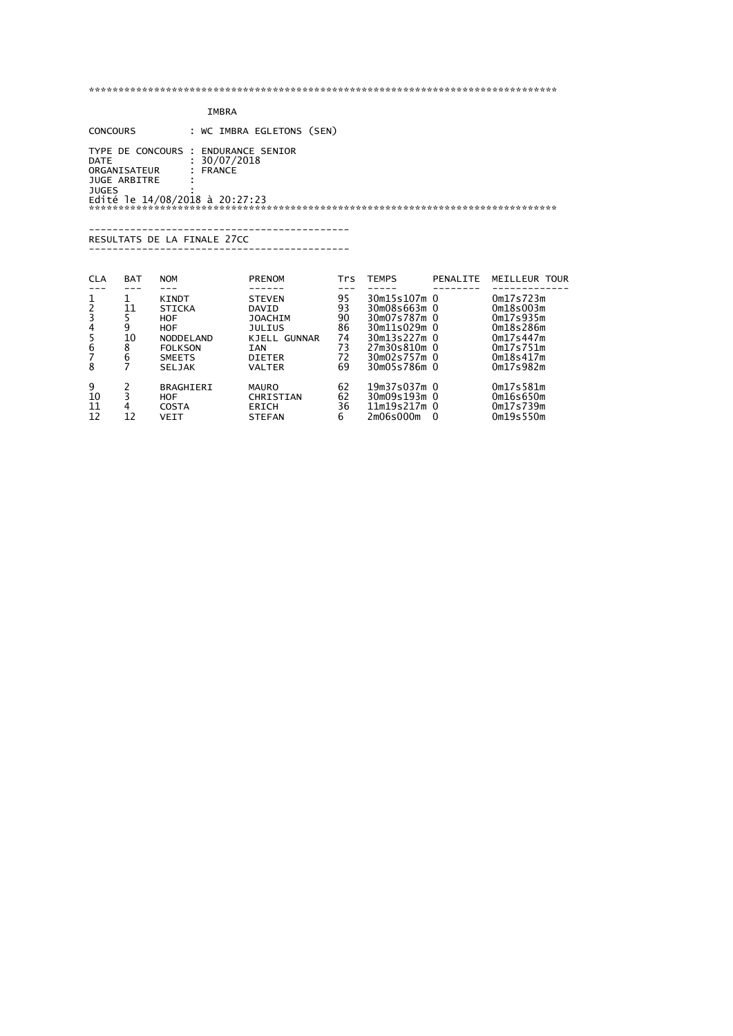\*\*\*\*\*\*\*\*\*\*\*\*\*\*\*\*\*\*\*\*\*\*\*\*\*\*\*\*\*\*\*\*\*\*\*\*\*\*\*\*\*\*\*\*\*\*\*\*\*\*\*\*\*\*\*\*\*\*\*\*\*\*\*\*\*\*\*\*\*\*\*\*\*\*\*\*\*\*\*\*\*

IMBRA

CONCOURS : WC IMBRA EGLETONS (SEN)

TYPE DE CONCOURS : ENDURANCE SENIOR
DATE : 30/07/2018
ORGANISATEUR : FRANCE
JUGE ARBITRE :
JUGES :
Edité le 14/08/2018 à 20:27:23

\*\*\*\*\*\*\*\*\*\*\*\*\*\*\*\*\*\*\*\*\*\*\*\*\*\*\*\*\*\*\*\*\*\*\*\*\*\*\*\*\*\*\*\*\*\*\*\*\*\*\*\*\*\*\*\*\*\*\*\*\*\*\*\*\*\*\*\*\*\*\*\*\*\*\*\*\*\*\*\*\*

-------------------------------------------
RESULTATS DE LA FINALE 27CC
-------------------------------------------

| CLA | BAT | NOM | PRENOM | Trs | TEMPS | PENALITE | MEILLEUR TOUR |
|---|---|---|---|---|---|---|---|
| 1 | 1 | KINDT | STEVEN | 95 | 30m15s107m | 0 | 0m17s723m |
| 2 | 11 | STICKA | DAVID | 93 | 30m08s663m | 0 | 0m18s003m |
| 3 | 5 | HOF | JOACHIM | 90 | 30m07s787m | 0 | 0m17s935m |
| 4 | 9 | HOF | JULIUS | 86 | 30m11s029m | 0 | 0m18s286m |
| 5 | 10 | NODDELAND | KJELL GUNNAR | 74 | 30m13s227m | 0 | 0m17s447m |
| 6 | 8 | FOLKSON | IAN | 73 | 27m30s810m | 0 | 0m17s751m |
| 7 | 6 | SMEETS | DIETER | 72 | 30m02s757m | 0 | 0m18s417m |
| 8 | 7 | SELJAK | VALTER | 69 | 30m05s786m | 0 | 0m17s982m |
| 9 | 2 | BRAGHIERI | MAURO | 62 | 19m37s037m | 0 | 0m17s581m |
| 10 | 3 | HOF | CHRISTIAN | 62 | 30m09s193m | 0 | 0m16s650m |
| 11 | 4 | COSTA | ERICH | 36 | 11m19s217m | 0 | 0m17s739m |
| 12 | 12 | VEIT | STEFAN | 6 | 2m06s000m | 0 | 0m19s550m |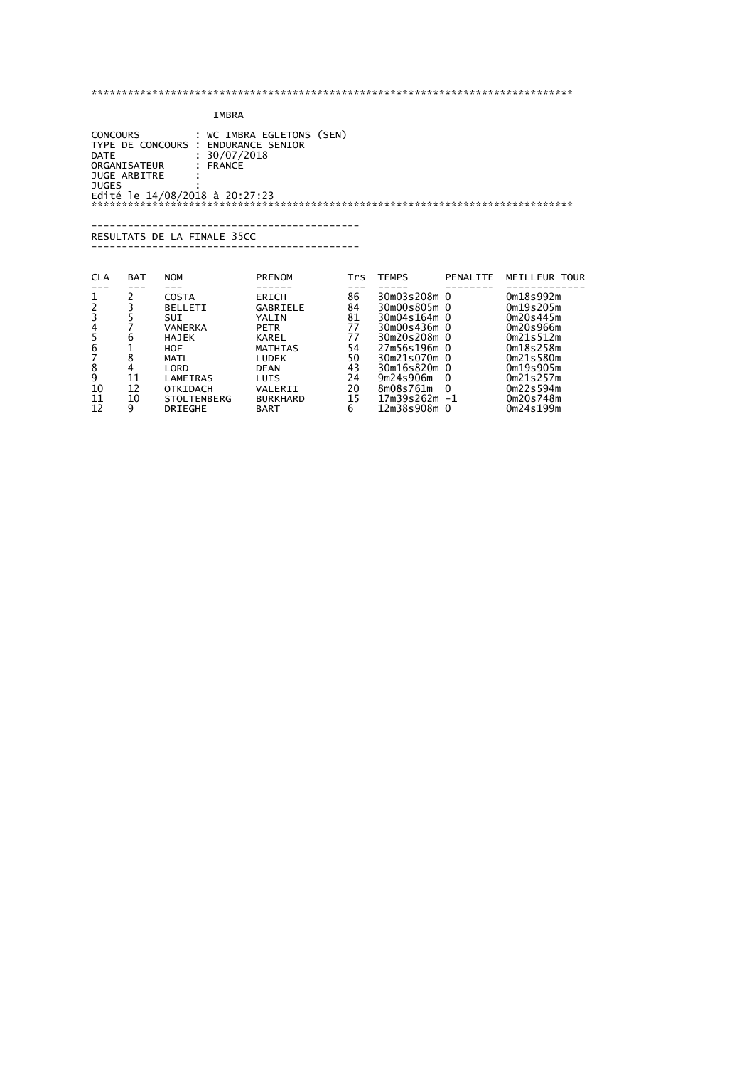IMBRA

CONCOURS : WC IMBRA EGLETONS (SEN)
TYPE DE CONCOURS : ENDURANCE SENIOR
DATE : 30/07/2018
ORGANISATEUR : FRANCE
JUGE ARBITRE :
JUGES :
Edité le 14/08/2018 à 20:27:23

RESULTATS DE LA FINALE 35CC

| CLA | BAT | NOM | PRENOM | Trs | TEMPS | PENALITE | MEILLEUR TOUR |
|---|---|---|---|---|---|---|---|
| 1 | 2 | COSTA | ERICH | 86 | 30m03s208m | 0 | 0m18s992m |
| 2 | 3 | BELLETI | GABRIELE | 84 | 30m00s805m | 0 | 0m19s205m |
| 3 | 5 | SUI | YALIN | 81 | 30m04s164m | 0 | 0m20s445m |
| 4 | 7 | VANERKA | PETR | 77 | 30m00s436m | 0 | 0m20s966m |
| 5 | 6 | HAJEK | KAREL | 77 | 30m20s208m | 0 | 0m21s512m |
| 6 | 1 | HOF | MATHIAS | 54 | 27m56s196m | 0 | 0m18s258m |
| 7 | 8 | MATL | LUDEK | 50 | 30m21s070m | 0 | 0m21s580m |
| 8 | 4 | LORD | DEAN | 43 | 30m16s820m | 0 | 0m19s905m |
| 9 | 11 | LAMEIRAS | LUIS | 24 | 9m24s906m | 0 | 0m21s257m |
| 10 | 12 | OTKIDACH | VALERII | 20 | 8m08s761m | 0 | 0m22s594m |
| 11 | 10 | STOLTENBERG | BURKHARD | 15 | 17m39s262m | -1 | 0m20s748m |
| 12 | 9 | DRIEGHE | BART | 6 | 12m38s908m | 0 | 0m24s199m |